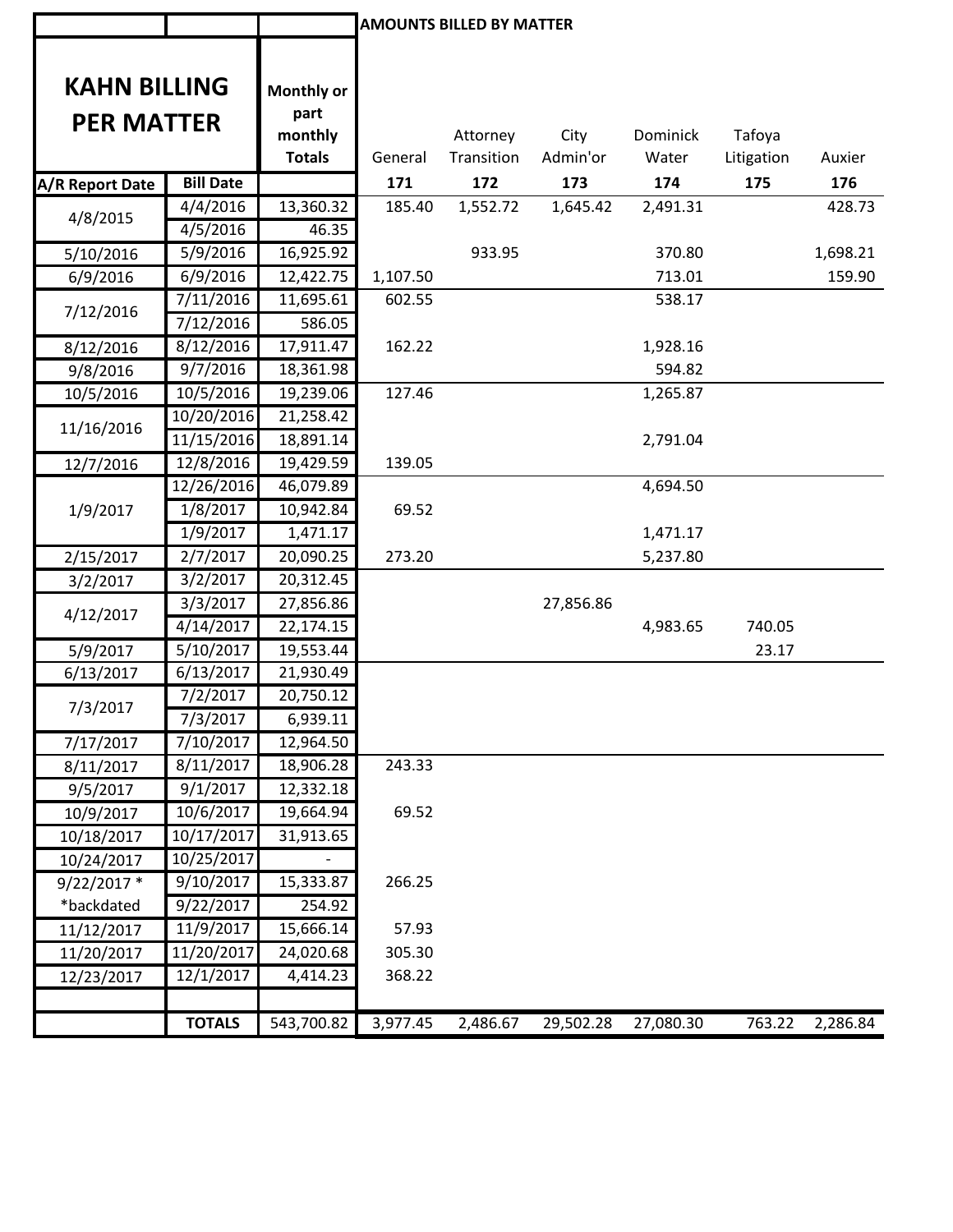| | | | AMOUNTS BILLED BY MATTER | | | | | |
|---|---|---|---|---|---|---|---|---|
| **KAHN BILLING PER MATTER** | | **Monthly or part monthly Totals** | General | Attorney Transition | City Admin'or | Dominick Water | Tafoya Litigation | Auxier |
| **A/R Report Date** | **Bill Date** | | **171** | **172** | **173** | **174** | **175** | **176** |
| 4/8/2015 | 4/4/2016 | 13,360.32 | 185.40 | 1,552.72 | 1,645.42 | 2,491.31 | | 428.73 |
| | 4/5/2016 | 46.35 | | | | | | |
| 5/10/2016 | 5/9/2016 | 16,925.92 | | 933.95 | | 370.80 | | 1,698.21 |
| 6/9/2016 | 6/9/2016 | 12,422.75 | 1,107.50 | | | 713.01 | | 159.90 |
| 7/12/2016 | 7/11/2016 | 11,695.61 | 602.55 | | | 538.17 | | |
| | 7/12/2016 | 586.05 | | | | | | |
| 8/12/2016 | 8/12/2016 | 17,911.47 | 162.22 | | | 1,928.16 | | |
| 9/8/2016 | 9/7/2016 | 18,361.98 | | | | 594.82 | | |
| 10/5/2016 | 10/5/2016 | 19,239.06 | 127.46 | | | 1,265.87 | | |
| 11/16/2016 | 10/20/2016 | 21,258.42 | | | | | | |
| | 11/15/2016 | 18,891.14 | | | | 2,791.04 | | |
| 12/7/2016 | 12/8/2016 | 19,429.59 | 139.05 | | | | | |
| 1/9/2017 | 12/26/2016 | 46,079.89 | | | | 4,694.50 | | |
| | 1/8/2017 | 10,942.84 | 69.52 | | | | | |
| | 1/9/2017 | 1,471.17 | | | | 1,471.17 | | |
| 2/15/2017 | 2/7/2017 | 20,090.25 | 273.20 | | | 5,237.80 | | |
| 3/2/2017 | 3/2/2017 | 20,312.45 | | | | | | |
| 4/12/2017 | 3/3/2017 | 27,856.86 | | | 27,856.86 | | | |
| | 4/14/2017 | 22,174.15 | | | | 4,983.65 | 740.05 | |
| 5/9/2017 | 5/10/2017 | 19,553.44 | | | | | 23.17 | |
| 6/13/2017 | 6/13/2017 | 21,930.49 | | | | | | |
| 7/3/2017 | 7/2/2017 | 20,750.12 | | | | | | |
| | 7/3/2017 | 6,939.11 | | | | | | |
| 7/17/2017 | 7/10/2017 | 12,964.50 | | | | | | |
| 8/11/2017 | 8/11/2017 | 18,906.28 | 243.33 | | | | | |
| 9/5/2017 | 9/1/2017 | 12,332.18 | | | | | | |
| 10/9/2017 | 10/6/2017 | 19,664.94 | 69.52 | | | | | |
| 10/18/2017 | 10/17/2017 | 31,913.65 | | | | | | |
| 10/24/2017 | 10/25/2017 | - | | | | | | |
| 9/22/2017 * | 9/10/2017 | 15,333.87 | 266.25 | | | | | |
| *backdated | 9/22/2017 | 254.92 | | | | | | |
| 11/12/2017 | 11/9/2017 | 15,666.14 | 57.93 | | | | | |
| 11/20/2017 | 11/20/2017 | 24,020.68 | 305.30 | | | | | |
| 12/23/2017 | 12/1/2017 | 4,414.23 | 368.22 | | | | | |
| | | | | | | | | |
| | **TOTALS** | 543,700.82 | 3,977.45 | 2,486.67 | 29,502.28 | 27,080.30 | 763.22 | 2,286.84 |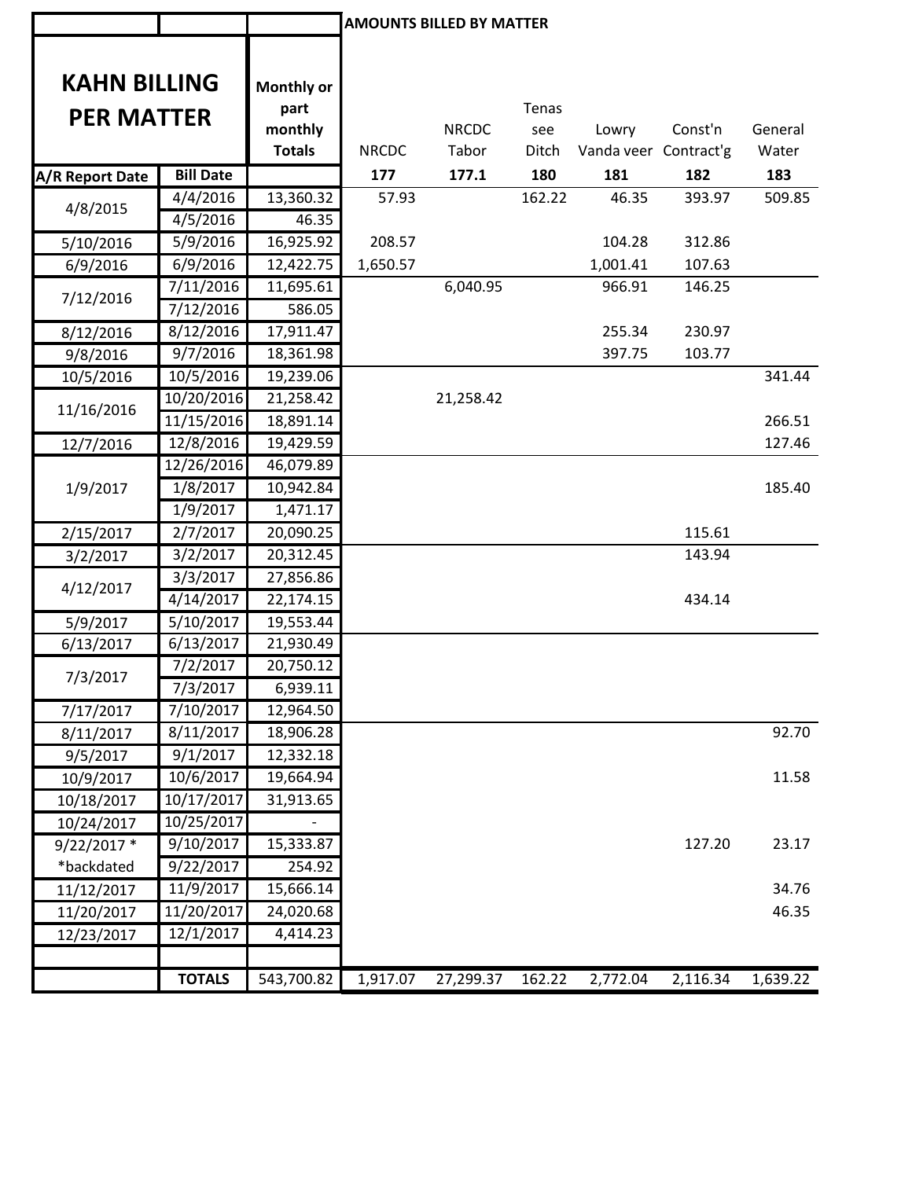| KAHN BILLING PER MATTER | | Monthly or part monthly Totals | AMOUNTS BILLED BY MATTER | | | | | |
|---|---|---|---|---|---|---|---|---|
| | | | NRCDC | NRCDC Tabor | Tenas see Ditch | Lowry Vanda veer | Const'n Contract'g | General Water |
| A/R Report Date | Bill Date | | 177 | 177.1 | 180 | 181 | 182 | 183 |
| 4/8/2015 | 4/4/2016 | 13,360.32 | 57.93 | | 162.22 | 46.35 | 393.97 | 509.85 |
| | 4/5/2016 | 46.35 | | | | | | |
| 5/10/2016 | 5/9/2016 | 16,925.92 | 208.57 | | | 104.28 | 312.86 | |
| 6/9/2016 | 6/9/2016 | 12,422.75 | 1,650.57 | | | 1,001.41 | 107.63 | |
| 7/12/2016 | 7/11/2016 | 11,695.61 | | 6,040.95 | | 966.91 | 146.25 | |
| | 7/12/2016 | 586.05 | | | | | | |
| 8/12/2016 | 8/12/2016 | 17,911.47 | | | | 255.34 | 230.97 | |
| 9/8/2016 | 9/7/2016 | 18,361.98 | | | | 397.75 | 103.77 | |
| 10/5/2016 | 10/5/2016 | 19,239.06 | | | | | | 341.44 |
| 11/16/2016 | 10/20/2016 | 21,258.42 | | 21,258.42 | | | | |
| | 11/15/2016 | 18,891.14 | | | | | | 266.51 |
| 12/7/2016 | 12/8/2016 | 19,429.59 | | | | | | 127.46 |
| 1/9/2017 | 12/26/2016 | 46,079.89 | | | | | | |
| | 1/8/2017 | 10,942.84 | | | | | | 185.40 |
| | 1/9/2017 | 1,471.17 | | | | | | |
| 2/15/2017 | 2/7/2017 | 20,090.25 | | | | | 115.61 | |
| 3/2/2017 | 3/2/2017 | 20,312.45 | | | | | 143.94 | |
| 4/12/2017 | 3/3/2017 | 27,856.86 | | | | | | |
| | 4/14/2017 | 22,174.15 | | | | | 434.14 | |
| 5/9/2017 | 5/10/2017 | 19,553.44 | | | | | | |
| 6/13/2017 | 6/13/2017 | 21,930.49 | | | | | | |
| 7/3/2017 | 7/2/2017 | 20,750.12 | | | | | | |
| | 7/3/2017 | 6,939.11 | | | | | | |
| 7/17/2017 | 7/10/2017 | 12,964.50 | | | | | | |
| 8/11/2017 | 8/11/2017 | 18,906.28 | | | | | | 92.70 |
| 9/5/2017 | 9/1/2017 | 12,332.18 | | | | | | |
| 10/9/2017 | 10/6/2017 | 19,664.94 | | | | | | 11.58 |
| 10/18/2017 | 10/17/2017 | 31,913.65 | | | | | | |
| 10/24/2017 | 10/25/2017 | - | | | | | | |
| 9/22/2017 * | 9/10/2017 | 15,333.87 | | | | | 127.20 | 23.17 |
| *backdated | 9/22/2017 | 254.92 | | | | | | |
| 11/12/2017 | 11/9/2017 | 15,666.14 | | | | | | 34.76 |
| 11/20/2017 | 11/20/2017 | 24,020.68 | | | | | | 46.35 |
| 12/23/2017 | 12/1/2017 | 4,414.23 | | | | | | |
| | | | | | | | | |
| | TOTALS | 543,700.82 | 1,917.07 | 27,299.37 | 162.22 | 2,772.04 | 2,116.34 | 1,639.22 |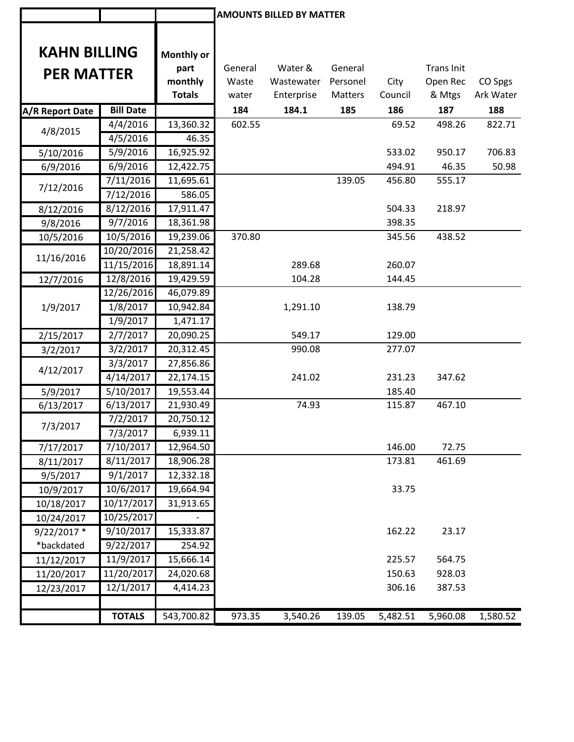| | | | AMOUNTS BILLED BY MATTER | | | | | |
|---|---|---|---|---|---|---|---|---|
| **KAHN BILLING PER MATTER** | | **Monthly or part monthly Totals** | General Waste water | Water & Wastewater Enterprise | General Personel Matters | City Council | Trans Init Open Rec & Mtgs | CO Spgs Ark Water |
| **A/R Report Date** | **Bill Date** | | **184** | **184.1** | **185** | **186** | **187** | **188** |
| 4/8/2015 | 4/4/2016 | 13,360.32 | 602.55 | | | 69.52 | 498.26 | 822.71 |
| | 4/5/2016 | 46.35 | | | | | | |
| 5/10/2016 | 5/9/2016 | 16,925.92 | | | | 533.02 | 950.17 | 706.83 |
| 6/9/2016 | 6/9/2016 | 12,422.75 | | | | 494.91 | 46.35 | 50.98 |
| 7/12/2016 | 7/11/2016 | 11,695.61 | | | 139.05 | 456.80 | 555.17 | |
| | 7/12/2016 | 586.05 | | | | | | |
| 8/12/2016 | 8/12/2016 | 17,911.47 | | | | 504.33 | 218.97 | |
| 9/8/2016 | 9/7/2016 | 18,361.98 | | | | 398.35 | | |
| 10/5/2016 | 10/5/2016 | 19,239.06 | 370.80 | | | 345.56 | 438.52 | |
| 11/16/2016 | 10/20/2016 | 21,258.42 | | | | | | |
| | 11/15/2016 | 18,891.14 | | 289.68 | | 260.07 | | |
| 12/7/2016 | 12/8/2016 | 19,429.59 | | 104.28 | | 144.45 | | |
| 1/9/2017 | 12/26/2016 | 46,079.89 | | | | | | |
| | 1/8/2017 | 10,942.84 | | 1,291.10 | | 138.79 | | |
| | 1/9/2017 | 1,471.17 | | | | | | |
| 2/15/2017 | 2/7/2017 | 20,090.25 | | 549.17 | | 129.00 | | |
| 3/2/2017 | 3/2/2017 | 20,312.45 | | 990.08 | | 277.07 | | |
| 4/12/2017 | 3/3/2017 | 27,856.86 | | | | | | |
| | 4/14/2017 | 22,174.15 | | 241.02 | | 231.23 | 347.62 | |
| 5/9/2017 | 5/10/2017 | 19,553.44 | | | | 185.40 | | |
| 6/13/2017 | 6/13/2017 | 21,930.49 | | 74.93 | | 115.87 | 467.10 | |
| 7/3/2017 | 7/2/2017 | 20,750.12 | | | | | | |
| | 7/3/2017 | 6,939.11 | | | | | | |
| 7/17/2017 | 7/10/2017 | 12,964.50 | | | | 146.00 | 72.75 | |
| 8/11/2017 | 8/11/2017 | 18,906.28 | | | | 173.81 | 461.69 | |
| 9/5/2017 | 9/1/2017 | 12,332.18 | | | | | | |
| 10/9/2017 | 10/6/2017 | 19,664.94 | | | | 33.75 | | |
| 10/18/2017 | 10/17/2017 | 31,913.65 | | | | | | |
| 10/24/2017 | 10/25/2017 | - | | | | | | |
| 9/22/2017 * | 9/10/2017 | 15,333.87 | | | | 162.22 | 23.17 | |
| *backdated | 9/22/2017 | 254.92 | | | | | | |
| 11/12/2017 | 11/9/2017 | 15,666.14 | | | | 225.57 | 564.75 | |
| 11/20/2017 | 11/20/2017 | 24,020.68 | | | | 150.63 | 928.03 | |
| 12/23/2017 | 12/1/2017 | 4,414.23 | | | | 306.16 | 387.53 | |
| | | | | | | | | |
| | **TOTALS** | 543,700.82 | 973.35 | 3,540.26 | 139.05 | 5,482.51 | 5,960.08 | 1,580.52 |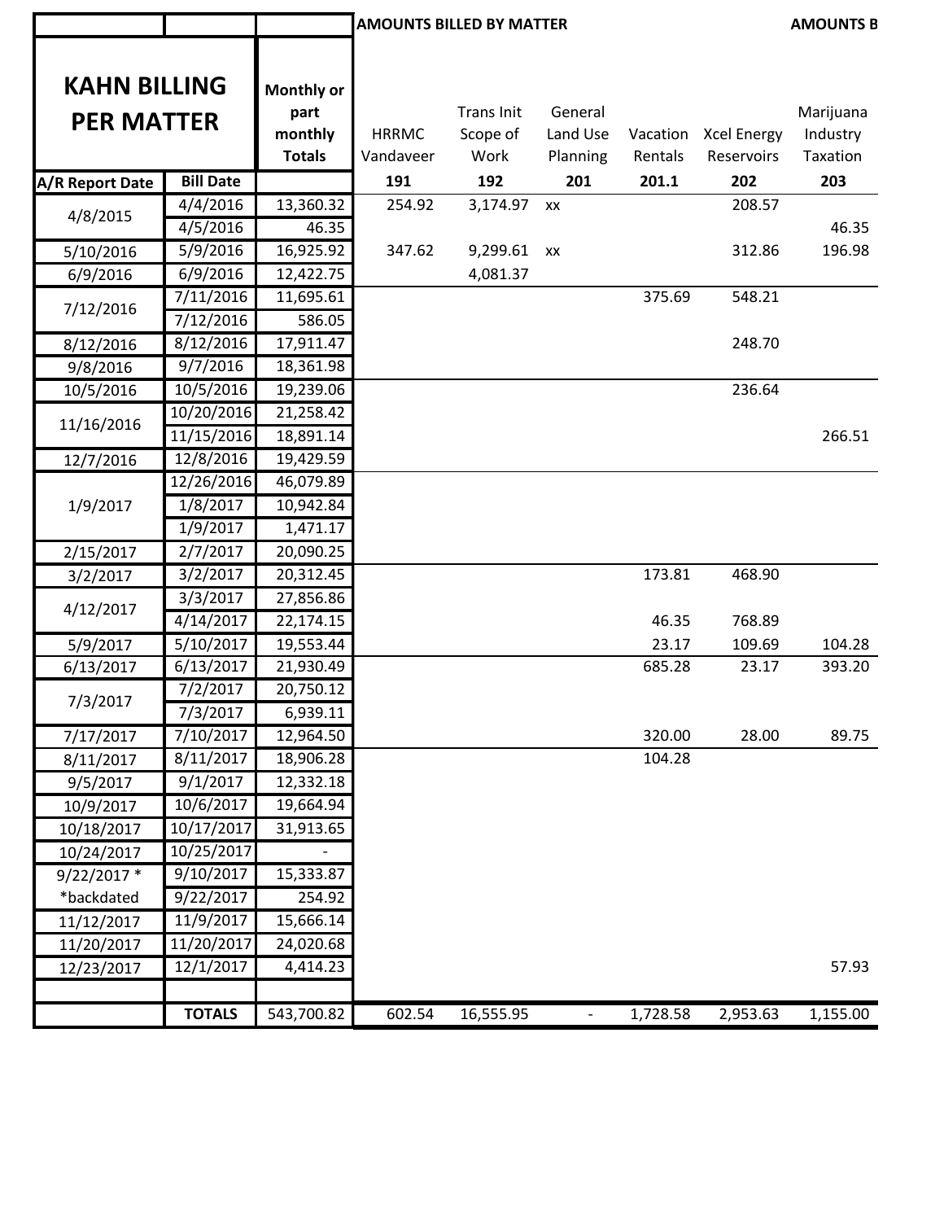| | | | AMOUNTS BILLED BY MATTER | | | | | | AMOUNTS B |
|---|---|---|---|---|---|---|---|---|---|
| **KAHN BILLING PER MATTER** | | **Monthly or part monthly Totals** | HRRMC Vandaveer | Trans Init Scope of Work | General Land Use Planning | Vacation Rentals | Xcel Energy Reservoirs | Marijuana Industry Taxation |
| **A/R Report Date** | **Bill Date** | | **191** | **192** | **201** | **201.1** | **202** | **203** |
| 4/8/2015 | 4/4/2016 | 13,360.32 | 254.92 | 3,174.97 | xx | | 208.57 | |
| | 4/5/2016 | 46.35 | | | | | | 46.35 |
| 5/10/2016 | 5/9/2016 | 16,925.92 | 347.62 | 9,299.61 | xx | | 312.86 | 196.98 |
| 6/9/2016 | 6/9/2016 | 12,422.75 | | 4,081.37 | | | | |
| 7/12/2016 | 7/11/2016 | 11,695.61 | | | | 375.69 | 548.21 | |
| | 7/12/2016 | 586.05 | | | | | | |
| 8/12/2016 | 8/12/2016 | 17,911.47 | | | | | 248.70 | |
| 9/8/2016 | 9/7/2016 | 18,361.98 | | | | | | |
| 10/5/2016 | 10/5/2016 | 19,239.06 | | | | | 236.64 | |
| 11/16/2016 | 10/20/2016 | 21,258.42 | | | | | | |
| | 11/15/2016 | 18,891.14 | | | | | | 266.51 |
| 12/7/2016 | 12/8/2016 | 19,429.59 | | | | | | |
| 1/9/2017 | 12/26/2016 | 46,079.89 | | | | | | |
| | 1/8/2017 | 10,942.84 | | | | | | |
| | 1/9/2017 | 1,471.17 | | | | | | |
| 2/15/2017 | 2/7/2017 | 20,090.25 | | | | | | |
| 3/2/2017 | 3/2/2017 | 20,312.45 | | | | 173.81 | 468.90 | |
| 4/12/2017 | 3/3/2017 | 27,856.86 | | | | | | |
| | 4/14/2017 | 22,174.15 | | | | 46.35 | 768.89 | |
| 5/9/2017 | 5/10/2017 | 19,553.44 | | | | 23.17 | 109.69 | 104.28 |
| 6/13/2017 | 6/13/2017 | 21,930.49 | | | | 685.28 | 23.17 | 393.20 |
| 7/3/2017 | 7/2/2017 | 20,750.12 | | | | | | |
| | 7/3/2017 | 6,939.11 | | | | | | |
| 7/17/2017 | 7/10/2017 | 12,964.50 | | | | 320.00 | 28.00 | 89.75 |
| 8/11/2017 | 8/11/2017 | 18,906.28 | | | | 104.28 | | |
| 9/5/2017 | 9/1/2017 | 12,332.18 | | | | | | |
| 10/9/2017 | 10/6/2017 | 19,664.94 | | | | | | |
| 10/18/2017 | 10/17/2017 | 31,913.65 | | | | | | |
| 10/24/2017 | 10/25/2017 | - | | | | | | |
| 9/22/2017 * | 9/10/2017 | 15,333.87 | | | | | | |
| *backdated | 9/22/2017 | 254.92 | | | | | | |
| 11/12/2017 | 11/9/2017 | 15,666.14 | | | | | | |
| 11/20/2017 | 11/20/2017 | 24,020.68 | | | | | | |
| 12/23/2017 | 12/1/2017 | 4,414.23 | | | | | | 57.93 |
| | | | | | | | | |
| | **TOTALS** | 543,700.82 | 602.54 | 16,555.95 | - | 1,728.58 | 2,953.63 | 1,155.00 |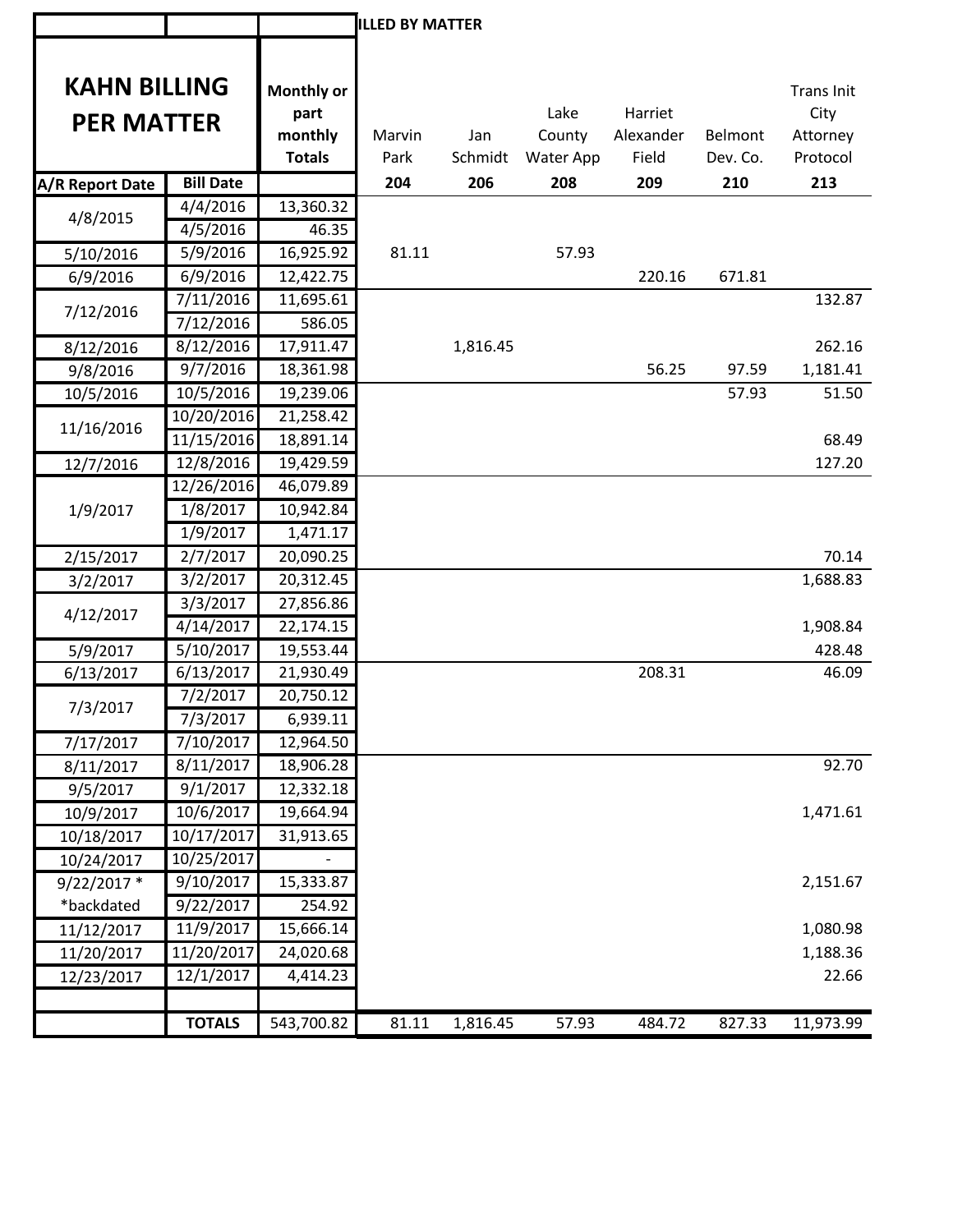| | | | ILLED BY MATTER | | | | | |
|---|---|---|---|---|---|---|---|---|
| **KAHN BILLING PER MATTER** | | **Monthly or part monthly Totals** | Marvin Park | Jan Schmidt | Lake County Water App | Harriet Alexander Field | Belmont Dev. Co. | Trans Init City Attorney Protocol |
| **A/R Report Date** | **Bill Date** | | **204** | **206** | **208** | **209** | **210** | **213** |
| 4/8/2015 | 4/4/2016 | 13,360.32 | | | | | | |
| | 4/5/2016 | 46.35 | | | | | | |
| 5/10/2016 | 5/9/2016 | 16,925.92 | 81.11 | | 57.93 | | | |
| 6/9/2016 | 6/9/2016 | 12,422.75 | | | | 220.16 | 671.81 | |
| 7/12/2016 | 7/11/2016 | 11,695.61 | | | | | | 132.87 |
| | 7/12/2016 | 586.05 | | | | | | |
| 8/12/2016 | 8/12/2016 | 17,911.47 | | 1,816.45 | | | | 262.16 |
| 9/8/2016 | 9/7/2016 | 18,361.98 | | | | 56.25 | 97.59 | 1,181.41 |
| 10/5/2016 | 10/5/2016 | 19,239.06 | | | | | 57.93 | 51.50 |
| 11/16/2016 | 10/20/2016 | 21,258.42 | | | | | | |
| | 11/15/2016 | 18,891.14 | | | | | | 68.49 |
| 12/7/2016 | 12/8/2016 | 19,429.59 | | | | | | 127.20 |
| 1/9/2017 | 12/26/2016 | 46,079.89 | | | | | | |
| | 1/8/2017 | 10,942.84 | | | | | | |
| | 1/9/2017 | 1,471.17 | | | | | | |
| 2/15/2017 | 2/7/2017 | 20,090.25 | | | | | | 70.14 |
| 3/2/2017 | 3/2/2017 | 20,312.45 | | | | | | 1,688.83 |
| 4/12/2017 | 3/3/2017 | 27,856.86 | | | | | | |
| | 4/14/2017 | 22,174.15 | | | | | | 1,908.84 |
| 5/9/2017 | 5/10/2017 | 19,553.44 | | | | | | 428.48 |
| 6/13/2017 | 6/13/2017 | 21,930.49 | | | | 208.31 | | 46.09 |
| 7/3/2017 | 7/2/2017 | 20,750.12 | | | | | | |
| | 7/3/2017 | 6,939.11 | | | | | | |
| 7/17/2017 | 7/10/2017 | 12,964.50 | | | | | | |
| 8/11/2017 | 8/11/2017 | 18,906.28 | | | | | | 92.70 |
| 9/5/2017 | 9/1/2017 | 12,332.18 | | | | | | |
| 10/9/2017 | 10/6/2017 | 19,664.94 | | | | | | 1,471.61 |
| 10/18/2017 | 10/17/2017 | 31,913.65 | | | | | | |
| 10/24/2017 | 10/25/2017 | - | | | | | | |
| 9/22/2017 * | 9/10/2017 | 15,333.87 | | | | | | 2,151.67 |
| *backdated | 9/22/2017 | 254.92 | | | | | | |
| 11/12/2017 | 11/9/2017 | 15,666.14 | | | | | | 1,080.98 |
| 11/20/2017 | 11/20/2017 | 24,020.68 | | | | | | 1,188.36 |
| 12/23/2017 | 12/1/2017 | 4,414.23 | | | | | | 22.66 |
| | | | | | | | | |
| | **TOTALS** | 543,700.82 | 81.11 | 1,816.45 | 57.93 | 484.72 | 827.33 | 11,973.99 |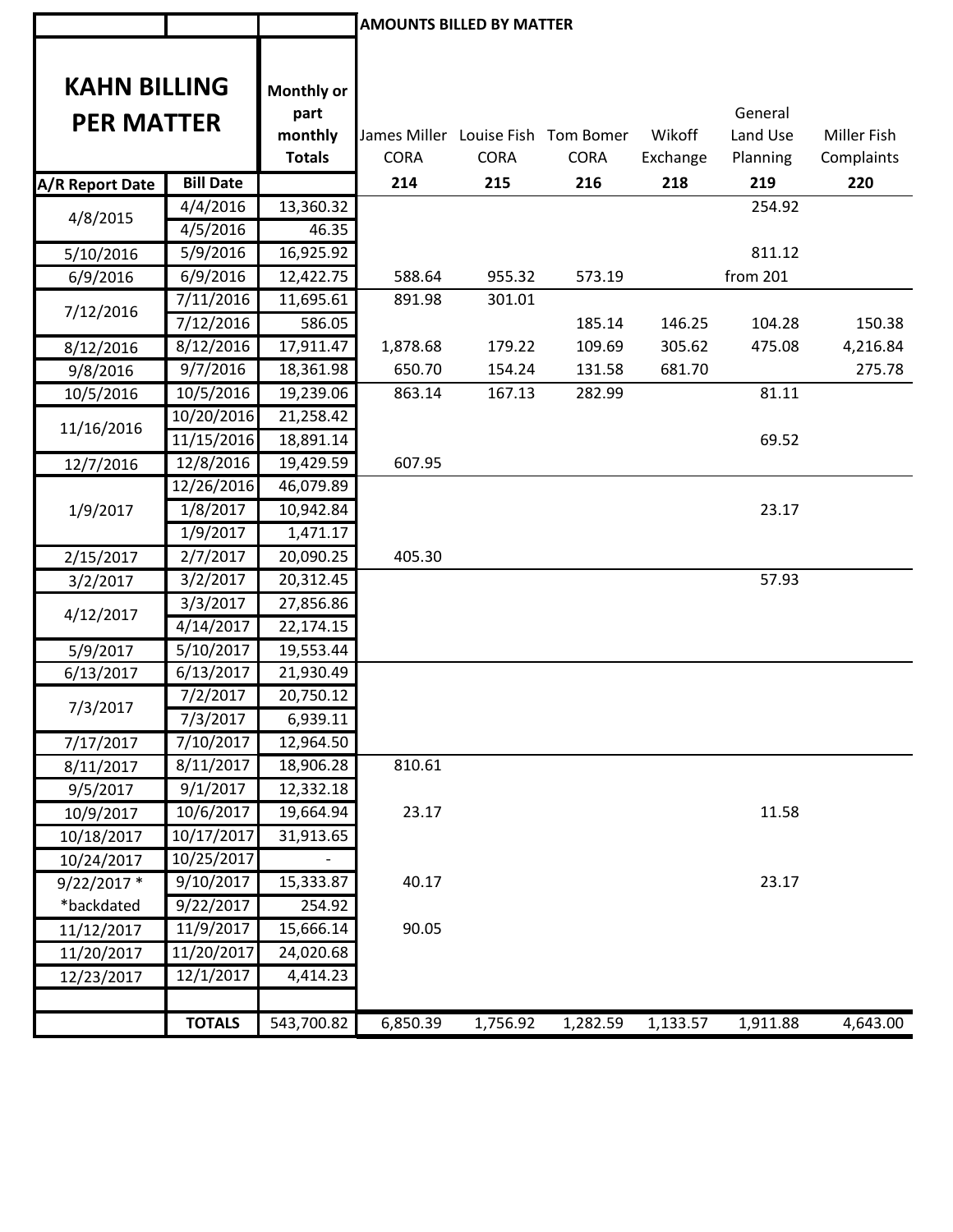| | | | AMOUNTS BILLED BY MATTER | | | | | |
|---|---|---|---|---|---|---|---|---|
| **KAHN BILLING PER MATTER** | | **Monthly or part monthly Totals** | James Miller CORA | Louise Fish CORA | Tom Bomer CORA | Wikoff Exchange | General Land Use Planning | Miller Fish Complaints |
| **A/R Report Date** | **Bill Date** | | **214** | **215** | **216** | **218** | **219** | **220** |
| 4/8/2015 | 4/4/2016 | 13,360.32 | | | | | 254.92 | |
| | 4/5/2016 | 46.35 | | | | | | |
| 5/10/2016 | 5/9/2016 | 16,925.92 | | | | | 811.12 | |
| 6/9/2016 | 6/9/2016 | 12,422.75 | 588.64 | 955.32 | 573.19 | | from 201 | |
| 7/12/2016 | 7/11/2016 | 11,695.61 | 891.98 | 301.01 | | | | |
| | 7/12/2016 | 586.05 | | | 185.14 | 146.25 | 104.28 | 150.38 |
| 8/12/2016 | 8/12/2016 | 17,911.47 | 1,878.68 | 179.22 | 109.69 | 305.62 | 475.08 | 4,216.84 |
| 9/8/2016 | 9/7/2016 | 18,361.98 | 650.70 | 154.24 | 131.58 | 681.70 | | 275.78 |
| 10/5/2016 | 10/5/2016 | 19,239.06 | 863.14 | 167.13 | 282.99 | | 81.11 | |
| 11/16/2016 | 10/20/2016 | 21,258.42 | | | | | | |
| | 11/15/2016 | 18,891.14 | | | | | 69.52 | |
| 12/7/2016 | 12/8/2016 | 19,429.59 | 607.95 | | | | | |
| 1/9/2017 | 12/26/2016 | 46,079.89 | | | | | | |
| | 1/8/2017 | 10,942.84 | | | | | 23.17 | |
| | 1/9/2017 | 1,471.17 | | | | | | |
| 2/15/2017 | 2/7/2017 | 20,090.25 | 405.30 | | | | | |
| 3/2/2017 | 3/2/2017 | 20,312.45 | | | | | 57.93 | |
| 4/12/2017 | 3/3/2017 | 27,856.86 | | | | | | |
| | 4/14/2017 | 22,174.15 | | | | | | |
| 5/9/2017 | 5/10/2017 | 19,553.44 | | | | | | |
| 6/13/2017 | 6/13/2017 | 21,930.49 | | | | | | |
| 7/3/2017 | 7/2/2017 | 20,750.12 | | | | | | |
| | 7/3/2017 | 6,939.11 | | | | | | |
| 7/17/2017 | 7/10/2017 | 12,964.50 | | | | | | |
| 8/11/2017 | 8/11/2017 | 18,906.28 | 810.61 | | | | | |
| 9/5/2017 | 9/1/2017 | 12,332.18 | | | | | | |
| 10/9/2017 | 10/6/2017 | 19,664.94 | 23.17 | | | | 11.58 | |
| 10/18/2017 | 10/17/2017 | 31,913.65 | | | | | | |
| 10/24/2017 | 10/25/2017 | - | | | | | | |
| 9/22/2017 * | 9/10/2017 | 15,333.87 | 40.17 | | | | 23.17 | |
| *backdated | 9/22/2017 | 254.92 | | | | | | |
| 11/12/2017 | 11/9/2017 | 15,666.14 | 90.05 | | | | | |
| 11/20/2017 | 11/20/2017 | 24,020.68 | | | | | | |
| 12/23/2017 | 12/1/2017 | 4,414.23 | | | | | | |
| | | | | | | | | |
| | **TOTALS** | 543,700.82 | 6,850.39 | 1,756.92 | 1,282.59 | 1,133.57 | 1,911.88 | 4,643.00 |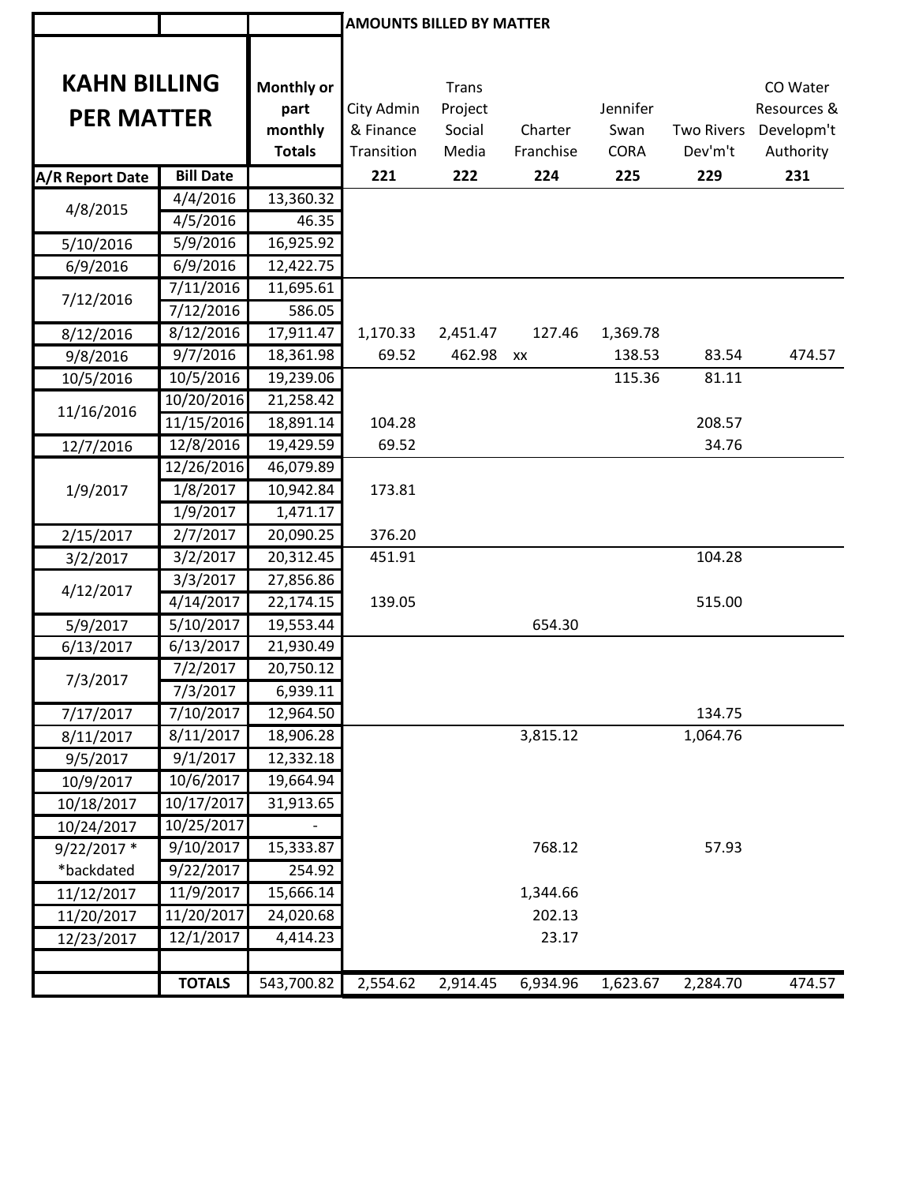| | | | AMOUNTS BILLED BY MATTER | | | | | |
|---|---|---|---|---|---|---|---|---|
| **KAHN BILLING PER MATTER** | | **Monthly or part monthly Totals** | City Admin & Finance Transition | Trans Project Social Media | Charter Franchise | Jennifer Swan CORA | Two Rivers Dev'm't | CO Water Resources & Developm't Authority |
| **A/R Report Date** | **Bill Date** | | **221** | **222** | **224** | **225** | **229** | **231** |
| 4/8/2015 | 4/4/2016 | 13,360.32 | | | | | | |
| | 4/5/2016 | 46.35 | | | | | | |
| 5/10/2016 | 5/9/2016 | 16,925.92 | | | | | | |
| 6/9/2016 | 6/9/2016 | 12,422.75 | | | | | | |
| 7/12/2016 | 7/11/2016 | 11,695.61 | | | | | | |
| | 7/12/2016 | 586.05 | | | | | | |
| 8/12/2016 | 8/12/2016 | 17,911.47 | 1,170.33 | 2,451.47 | 127.46 | 1,369.78 | | |
| 9/8/2016 | 9/7/2016 | 18,361.98 | 69.52 | 462.98 | xx | 138.53 | 83.54 | 474.57 |
| 10/5/2016 | 10/5/2016 | 19,239.06 | | | | 115.36 | 81.11 | |
| 11/16/2016 | 10/20/2016 | 21,258.42 | | | | | | |
| | 11/15/2016 | 18,891.14 | 104.28 | | | | 208.57 | |
| 12/7/2016 | 12/8/2016 | 19,429.59 | 69.52 | | | | 34.76 | |
| 1/9/2017 | 12/26/2016 | 46,079.89 | | | | | | |
| | 1/8/2017 | 10,942.84 | 173.81 | | | | | |
| | 1/9/2017 | 1,471.17 | | | | | | |
| 2/15/2017 | 2/7/2017 | 20,090.25 | 376.20 | | | | | |
| 3/2/2017 | 3/2/2017 | 20,312.45 | 451.91 | | | | 104.28 | |
| 4/12/2017 | 3/3/2017 | 27,856.86 | | | | | | |
| | 4/14/2017 | 22,174.15 | 139.05 | | | | 515.00 | |
| 5/9/2017 | 5/10/2017 | 19,553.44 | | | 654.30 | | | |
| 6/13/2017 | 6/13/2017 | 21,930.49 | | | | | | |
| 7/3/2017 | 7/2/2017 | 20,750.12 | | | | | | |
| | 7/3/2017 | 6,939.11 | | | | | | |
| 7/17/2017 | 7/10/2017 | 12,964.50 | | | | | 134.75 | |
| 8/11/2017 | 8/11/2017 | 18,906.28 | | | 3,815.12 | | 1,064.76 | |
| 9/5/2017 | 9/1/2017 | 12,332.18 | | | | | | |
| 10/9/2017 | 10/6/2017 | 19,664.94 | | | | | | |
| 10/18/2017 | 10/17/2017 | 31,913.65 | | | | | | |
| 10/24/2017 | 10/25/2017 | - | | | | | | |
| 9/22/2017 * | 9/10/2017 | 15,333.87 | | | 768.12 | | 57.93 | |
| *backdated | 9/22/2017 | 254.92 | | | | | | |
| 11/12/2017 | 11/9/2017 | 15,666.14 | | | 1,344.66 | | | |
| 11/20/2017 | 11/20/2017 | 24,020.68 | | | 202.13 | | | |
| 12/23/2017 | 12/1/2017 | 4,414.23 | | | 23.17 | | | |
| | | | | | | | | |
| | **TOTALS** | 543,700.82 | 2,554.62 | 2,914.45 | 6,934.96 | 1,623.67 | 2,284.70 | 474.57 |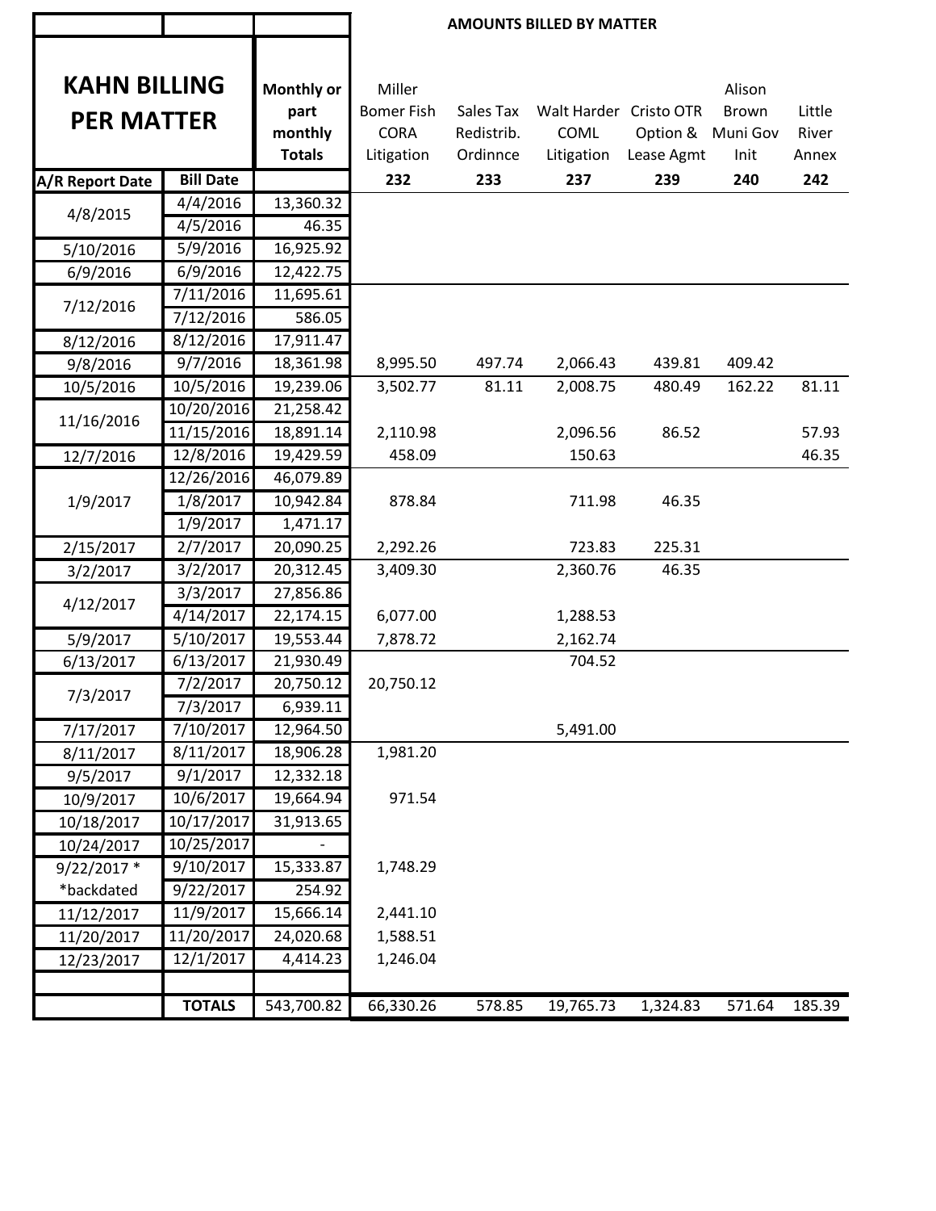| | | | AMOUNTS BILLED BY MATTER | | | | | |
|---|---|---|---|---|---|---|---|---|
| **KAHN BILLING PER MATTER** | | **Monthly or part monthly Totals** | Miller Bomer Fish CORA Litigation | Sales Tax Redistrib. Ordinnce | Walt Harder COML Litigation | Cristo OTR Option & Lease Agmt | Alison Brown Muni Gov Init | Little River Annex |
| **A/R Report Date** | **Bill Date** | | **232** | **233** | **237** | **239** | **240** | **242** |
| 4/8/2015 | 4/4/2016 | 13,360.32 | | | | | | |
| | 4/5/2016 | 46.35 | | | | | | |
| 5/10/2016 | 5/9/2016 | 16,925.92 | | | | | | |
| 6/9/2016 | 6/9/2016 | 12,422.75 | | | | | | |
| 7/12/2016 | 7/11/2016 | 11,695.61 | | | | | | |
| | 7/12/2016 | 586.05 | | | | | | |
| 8/12/2016 | 8/12/2016 | 17,911.47 | | | | | | |
| 9/8/2016 | 9/7/2016 | 18,361.98 | 8,995.50 | 497.74 | 2,066.43 | 439.81 | 409.42 | |
| 10/5/2016 | 10/5/2016 | 19,239.06 | 3,502.77 | 81.11 | 2,008.75 | 480.49 | 162.22 | 81.11 |
| 11/16/2016 | 10/20/2016 | 21,258.42 | | | | | | |
| | 11/15/2016 | 18,891.14 | 2,110.98 | | 2,096.56 | 86.52 | | 57.93 |
| 12/7/2016 | 12/8/2016 | 19,429.59 | 458.09 | | 150.63 | | | 46.35 |
| 1/9/2017 | 12/26/2016 | 46,079.89 | | | | | | |
| | 1/8/2017 | 10,942.84 | 878.84 | | 711.98 | 46.35 | | |
| | 1/9/2017 | 1,471.17 | | | | | | |
| 2/15/2017 | 2/7/2017 | 20,090.25 | 2,292.26 | | 723.83 | 225.31 | | |
| 3/2/2017 | 3/2/2017 | 20,312.45 | 3,409.30 | | 2,360.76 | 46.35 | | |
| 4/12/2017 | 3/3/2017 | 27,856.86 | | | | | | |
| | 4/14/2017 | 22,174.15 | 6,077.00 | | 1,288.53 | | | |
| 5/9/2017 | 5/10/2017 | 19,553.44 | 7,878.72 | | 2,162.74 | | | |
| 6/13/2017 | 6/13/2017 | 21,930.49 | | | 704.52 | | | |
| 7/3/2017 | 7/2/2017 | 20,750.12 | 20,750.12 | | | | | |
| | 7/3/2017 | 6,939.11 | | | | | | |
| 7/17/2017 | 7/10/2017 | 12,964.50 | | | 5,491.00 | | | |
| 8/11/2017 | 8/11/2017 | 18,906.28 | 1,981.20 | | | | | |
| 9/5/2017 | 9/1/2017 | 12,332.18 | | | | | | |
| 10/9/2017 | 10/6/2017 | 19,664.94 | 971.54 | | | | | |
| 10/18/2017 | 10/17/2017 | 31,913.65 | | | | | | |
| 10/24/2017 | 10/25/2017 | - | | | | | | |
| 9/22/2017 * | 9/10/2017 | 15,333.87 | 1,748.29 | | | | | |
| *backdated | 9/22/2017 | 254.92 | | | | | | |
| 11/12/2017 | 11/9/2017 | 15,666.14 | 2,441.10 | | | | | |
| 11/20/2017 | 11/20/2017 | 24,020.68 | 1,588.51 | | | | | |
| 12/23/2017 | 12/1/2017 | 4,414.23 | 1,246.04 | | | | | |
| | | | | | | | | |
| | **TOTALS** | 543,700.82 | 66,330.26 | 578.85 | 19,765.73 | 1,324.83 | 571.64 | 185.39 |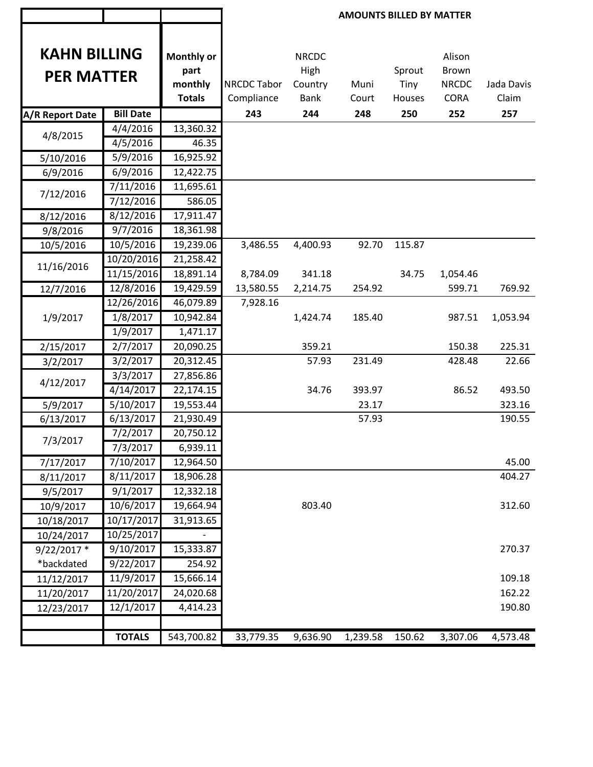| KAHN BILLING PER MATTER | | Monthly or part monthly Totals | AMOUNTS BILLED BY MATTER | | | | | |
|---|---|---|---|---|---|---|---|---|
| | | | NRCDC Tabor Compliance | NRCDC High Country Bank | Muni Court | Sprout Tiny Houses | Alison Brown NRCDC CORA | Jada Davis Claim |
| A/R Report Date | Bill Date | | 243 | 244 | 248 | 250 | 252 | 257 |
| 4/8/2015 | 4/4/2016 | 13,360.32 | | | | | | |
| | 4/5/2016 | 46.35 | | | | | | |
| 5/10/2016 | 5/9/2016 | 16,925.92 | | | | | | |
| 6/9/2016 | 6/9/2016 | 12,422.75 | | | | | | |
| 7/12/2016 | 7/11/2016 | 11,695.61 | | | | | | |
| | 7/12/2016 | 586.05 | | | | | | |
| 8/12/2016 | 8/12/2016 | 17,911.47 | | | | | | |
| 9/8/2016 | 9/7/2016 | 18,361.98 | | | | | | |
| 10/5/2016 | 10/5/2016 | 19,239.06 | 3,486.55 | 4,400.93 | 92.70 | 115.87 | | |
| 11/16/2016 | 10/20/2016 | 21,258.42 | | | | | | |
| | 11/15/2016 | 18,891.14 | 8,784.09 | 341.18 | | 34.75 | 1,054.46 | |
| 12/7/2016 | 12/8/2016 | 19,429.59 | 13,580.55 | 2,214.75 | 254.92 | | 599.71 | 769.92 |
| 1/9/2017 | 12/26/2016 | 46,079.89 | 7,928.16 | | | | | |
| | 1/8/2017 | 10,942.84 | | 1,424.74 | 185.40 | | 987.51 | 1,053.94 |
| | 1/9/2017 | 1,471.17 | | | | | | |
| 2/15/2017 | 2/7/2017 | 20,090.25 | | 359.21 | | | 150.38 | 225.31 |
| 3/2/2017 | 3/2/2017 | 20,312.45 | | 57.93 | 231.49 | | 428.48 | 22.66 |
| 4/12/2017 | 3/3/2017 | 27,856.86 | | | | | | |
| | 4/14/2017 | 22,174.15 | | 34.76 | 393.97 | | 86.52 | 493.50 |
| 5/9/2017 | 5/10/2017 | 19,553.44 | | | 23.17 | | | 323.16 |
| 6/13/2017 | 6/13/2017 | 21,930.49 | | | 57.93 | | | 190.55 |
| 7/3/2017 | 7/2/2017 | 20,750.12 | | | | | | |
| | 7/3/2017 | 6,939.11 | | | | | | |
| 7/17/2017 | 7/10/2017 | 12,964.50 | | | | | | 45.00 |
| 8/11/2017 | 8/11/2017 | 18,906.28 | | | | | | 404.27 |
| 9/5/2017 | 9/1/2017 | 12,332.18 | | | | | | |
| 10/9/2017 | 10/6/2017 | 19,664.94 | | 803.40 | | | | 312.60 |
| 10/18/2017 | 10/17/2017 | 31,913.65 | | | | | | |
| 10/24/2017 | 10/25/2017 | - | | | | | | |
| 9/22/2017 * | 9/10/2017 | 15,333.87 | | | | | | 270.37 |
| *backdated | 9/22/2017 | 254.92 | | | | | | |
| 11/12/2017 | 11/9/2017 | 15,666.14 | | | | | | 109.18 |
| 11/20/2017 | 11/20/2017 | 24,020.68 | | | | | | 162.22 |
| 12/23/2017 | 12/1/2017 | 4,414.23 | | | | | | 190.80 |
| | | | | | | | | |
| | TOTALS | 543,700.82 | 33,779.35 | 9,636.90 | 1,239.58 | 150.62 | 3,307.06 | 4,573.48 |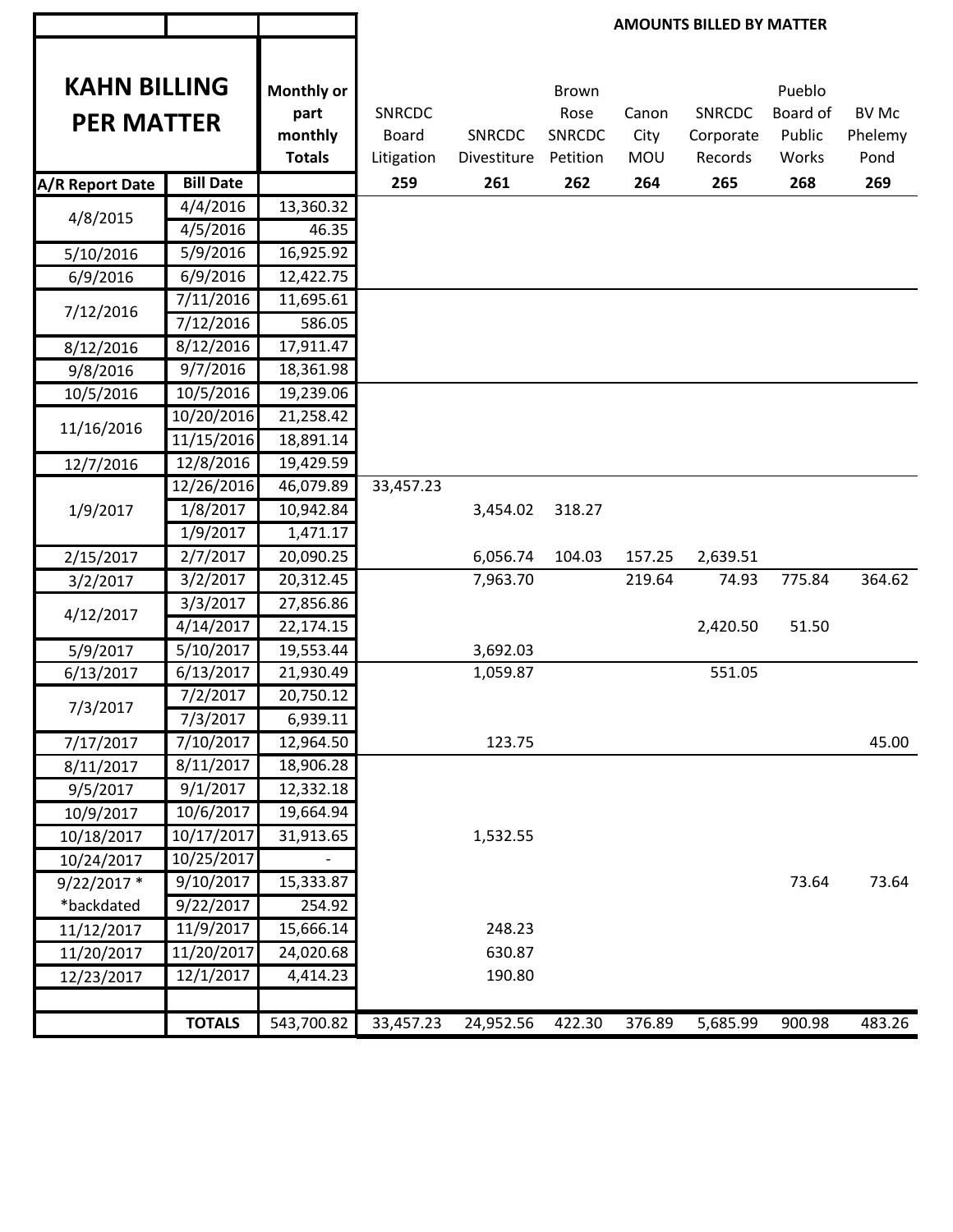| KAHN BILLING PER MATTER | | Monthly or part monthly Totals | AMOUNTS BILLED BY MATTER | | | | | | |
|---|---|---|---|---|---|---|---|---|---|
| | | | SNRCDC Board Litigation | SNRCDC Divestiture | Brown Rose SNRCDC Petition | Canon City MOU | SNRCDC Corporate Records | Pueblo Board of Public Works | BV Mc Phelemy Pond |
| A/R Report Date | Bill Date | | 259 | 261 | 262 | 264 | 265 | 268 | 269 |
| 4/8/2015 | 4/4/2016 | 13,360.32 | | | | | | | |
| | 4/5/2016 | 46.35 | | | | | | | |
| 5/10/2016 | 5/9/2016 | 16,925.92 | | | | | | | |
| 6/9/2016 | 6/9/2016 | 12,422.75 | | | | | | | |
| 7/12/2016 | 7/11/2016 | 11,695.61 | | | | | | | |
| | 7/12/2016 | 586.05 | | | | | | | |
| 8/12/2016 | 8/12/2016 | 17,911.47 | | | | | | | |
| 9/8/2016 | 9/7/2016 | 18,361.98 | | | | | | | |
| 10/5/2016 | 10/5/2016 | 19,239.06 | | | | | | | |
| 11/16/2016 | 10/20/2016 | 21,258.42 | | | | | | | |
| | 11/15/2016 | 18,891.14 | | | | | | | |
| 12/7/2016 | 12/8/2016 | 19,429.59 | | | | | | | |
| 1/9/2017 | 12/26/2016 | 46,079.89 | 33,457.23 | | | | | | |
| | 1/8/2017 | 10,942.84 | | 3,454.02 | 318.27 | | | | |
| | 1/9/2017 | 1,471.17 | | | | | | | |
| 2/15/2017 | 2/7/2017 | 20,090.25 | | 6,056.74 | 104.03 | 157.25 | 2,639.51 | | |
| 3/2/2017 | 3/2/2017 | 20,312.45 | | 7,963.70 | | 219.64 | 74.93 | 775.84 | 364.62 |
| 4/12/2017 | 3/3/2017 | 27,856.86 | | | | | | | |
| | 4/14/2017 | 22,174.15 | | | | | 2,420.50 | 51.50 | |
| 5/9/2017 | 5/10/2017 | 19,553.44 | | 3,692.03 | | | | | |
| 6/13/2017 | 6/13/2017 | 21,930.49 | | 1,059.87 | | | 551.05 | | |
| 7/3/2017 | 7/2/2017 | 20,750.12 | | | | | | | |
| | 7/3/2017 | 6,939.11 | | | | | | | |
| 7/17/2017 | 7/10/2017 | 12,964.50 | | 123.75 | | | | | 45.00 |
| 8/11/2017 | 8/11/2017 | 18,906.28 | | | | | | | |
| 9/5/2017 | 9/1/2017 | 12,332.18 | | | | | | | |
| 10/9/2017 | 10/6/2017 | 19,664.94 | | | | | | | |
| 10/18/2017 | 10/17/2017 | 31,913.65 | | 1,532.55 | | | | | |
| 10/24/2017 | 10/25/2017 | - | | | | | | | |
| 9/22/2017 * | 9/10/2017 | 15,333.87 | | | | | | 73.64 | 73.64 |
| *backdated | 9/22/2017 | 254.92 | | | | | | | |
| 11/12/2017 | 11/9/2017 | 15,666.14 | | 248.23 | | | | | |
| 11/20/2017 | 11/20/2017 | 24,020.68 | | 630.87 | | | | | |
| 12/23/2017 | 12/1/2017 | 4,414.23 | | 190.80 | | | | | |
| | | | | | | | | | |
| | TOTALS | 543,700.82 | 33,457.23 | 24,952.56 | 422.30 | 376.89 | 5,685.99 | 900.98 | 483.26 |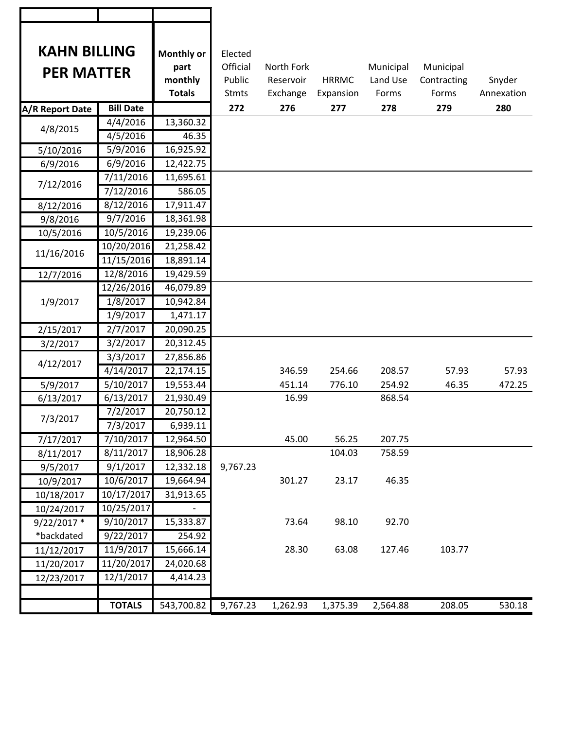| KAHN BILLING PER MATTER | | Monthly or part monthly Totals | Elected Official Public Stmts | North Fork Reservoir Exchange | HRRMC Expansion | Municipal Land Use Forms | Municipal Contracting Forms | Snyder Annexation |
|---|---|---|---|---|---|---|---|---|
| A/R Report Date | Bill Date | | 272 | 276 | 277 | 278 | 279 | 280 |
| 4/8/2015 | 4/4/2016 | 13,360.32 | | | | | | |
| | 4/5/2016 | 46.35 | | | | | | |
| 5/10/2016 | 5/9/2016 | 16,925.92 | | | | | | |
| 6/9/2016 | 6/9/2016 | 12,422.75 | | | | | | |
| 7/12/2016 | 7/11/2016 | 11,695.61 | | | | | | |
| | 7/12/2016 | 586.05 | | | | | | |
| 8/12/2016 | 8/12/2016 | 17,911.47 | | | | | | |
| 9/8/2016 | 9/7/2016 | 18,361.98 | | | | | | |
| 10/5/2016 | 10/5/2016 | 19,239.06 | | | | | | |
| 11/16/2016 | 10/20/2016 | 21,258.42 | | | | | | |
| | 11/15/2016 | 18,891.14 | | | | | | |
| 12/7/2016 | 12/8/2016 | 19,429.59 | | | | | | |
| 1/9/2017 | 12/26/2016 | 46,079.89 | | | | | | |
| | 1/8/2017 | 10,942.84 | | | | | | |
| | 1/9/2017 | 1,471.17 | | | | | | |
| 2/15/2017 | 2/7/2017 | 20,090.25 | | | | | | |
| 3/2/2017 | 3/2/2017 | 20,312.45 | | | | | | |
| 4/12/2017 | 3/3/2017 | 27,856.86 | | | | | | |
| | 4/14/2017 | 22,174.15 | | 346.59 | 254.66 | 208.57 | 57.93 | 57.93 |
| 5/9/2017 | 5/10/2017 | 19,553.44 | | 451.14 | 776.10 | 254.92 | 46.35 | 472.25 |
| 6/13/2017 | 6/13/2017 | 21,930.49 | | 16.99 | | 868.54 | | |
| 7/3/2017 | 7/2/2017 | 20,750.12 | | | | | | |
| | 7/3/2017 | 6,939.11 | | | | | | |
| 7/17/2017 | 7/10/2017 | 12,964.50 | | 45.00 | 56.25 | 207.75 | | |
| 8/11/2017 | 8/11/2017 | 18,906.28 | | | 104.03 | 758.59 | | |
| 9/5/2017 | 9/1/2017 | 12,332.18 | 9,767.23 | | | | | |
| 10/9/2017 | 10/6/2017 | 19,664.94 | | 301.27 | 23.17 | 46.35 | | |
| 10/18/2017 | 10/17/2017 | 31,913.65 | | | | | | |
| 10/24/2017 | 10/25/2017 | - | | | | | | |
| 9/22/2017 * | 9/10/2017 | 15,333.87 | | 73.64 | 98.10 | 92.70 | | |
| *backdated | 9/22/2017 | 254.92 | | | | | | |
| 11/12/2017 | 11/9/2017 | 15,666.14 | | 28.30 | 63.08 | 127.46 | 103.77 | |
| 11/20/2017 | 11/20/2017 | 24,020.68 | | | | | | |
| 12/23/2017 | 12/1/2017 | 4,414.23 | | | | | | |
| | | | | | | | | |
| | TOTALS | 543,700.82 | 9,767.23 | 1,262.93 | 1,375.39 | 2,564.88 | 208.05 | 530.18 |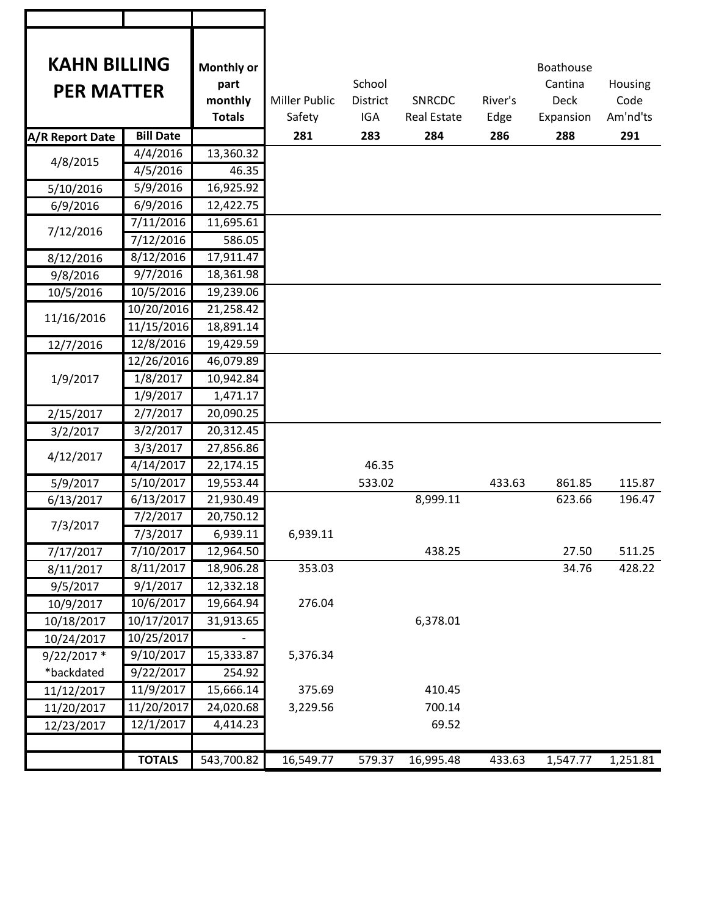| KAHN BILLING PER MATTER | | Monthly or part monthly Totals | Miller Public Safety | School District IGA | SNRCDC Real Estate | River's Edge | Boathouse Cantina Deck Expansion | Housing Code Am'nd'ts |
|---|---|---|---|---|---|---|---|---|
| **A/R Report Date** | **Bill Date** | | **281** | **283** | **284** | **286** | **288** | **291** |
| 4/8/2015 | 4/4/2016 | 13,360.32 | | | | | | |
| | 4/5/2016 | 46.35 | | | | | | |
| 5/10/2016 | 5/9/2016 | 16,925.92 | | | | | | |
| 6/9/2016 | 6/9/2016 | 12,422.75 | | | | | | |
| 7/12/2016 | 7/11/2016 | 11,695.61 | | | | | | |
| | 7/12/2016 | 586.05 | | | | | | |
| 8/12/2016 | 8/12/2016 | 17,911.47 | | | | | | |
| 9/8/2016 | 9/7/2016 | 18,361.98 | | | | | | |
| 10/5/2016 | 10/5/2016 | 19,239.06 | | | | | | |
| 11/16/2016 | 10/20/2016 | 21,258.42 | | | | | | |
| | 11/15/2016 | 18,891.14 | | | | | | |
| 12/7/2016 | 12/8/2016 | 19,429.59 | | | | | | |
| 1/9/2017 | 12/26/2016 | 46,079.89 | | | | | | |
| | 1/8/2017 | 10,942.84 | | | | | | |
| | 1/9/2017 | 1,471.17 | | | | | | |
| 2/15/2017 | 2/7/2017 | 20,090.25 | | | | | | |
| 3/2/2017 | 3/2/2017 | 20,312.45 | | | | | | |
| 4/12/2017 | 3/3/2017 | 27,856.86 | | | | | | |
| | 4/14/2017 | 22,174.15 | | 46.35 | | | | |
| 5/9/2017 | 5/10/2017 | 19,553.44 | | 533.02 | | 433.63 | 861.85 | 115.87 |
| 6/13/2017 | 6/13/2017 | 21,930.49 | | | 8,999.11 | | 623.66 | 196.47 |
| 7/3/2017 | 7/2/2017 | 20,750.12 | | | | | | |
| | 7/3/2017 | 6,939.11 | 6,939.11 | | | | | |
| 7/17/2017 | 7/10/2017 | 12,964.50 | | | 438.25 | | 27.50 | 511.25 |
| 8/11/2017 | 8/11/2017 | 18,906.28 | 353.03 | | | | 34.76 | 428.22 |
| 9/5/2017 | 9/1/2017 | 12,332.18 | | | | | | |
| 10/9/2017 | 10/6/2017 | 19,664.94 | 276.04 | | | | | |
| 10/18/2017 | 10/17/2017 | 31,913.65 | | | 6,378.01 | | | |
| 10/24/2017 | 10/25/2017 | - | | | | | | |
| 9/22/2017 * | 9/10/2017 | 15,333.87 | 5,376.34 | | | | | |
| *backdated | 9/22/2017 | 254.92 | | | | | | |
| 11/12/2017 | 11/9/2017 | 15,666.14 | 375.69 | | 410.45 | | | |
| 11/20/2017 | 11/20/2017 | 24,020.68 | 3,229.56 | | 700.14 | | | |
| 12/23/2017 | 12/1/2017 | 4,414.23 | | | 69.52 | | | |
| | | | | | | | | |
| | **TOTALS** | 543,700.82 | 16,549.77 | 579.37 | 16,995.48 | 433.63 | 1,547.77 | 1,251.81 |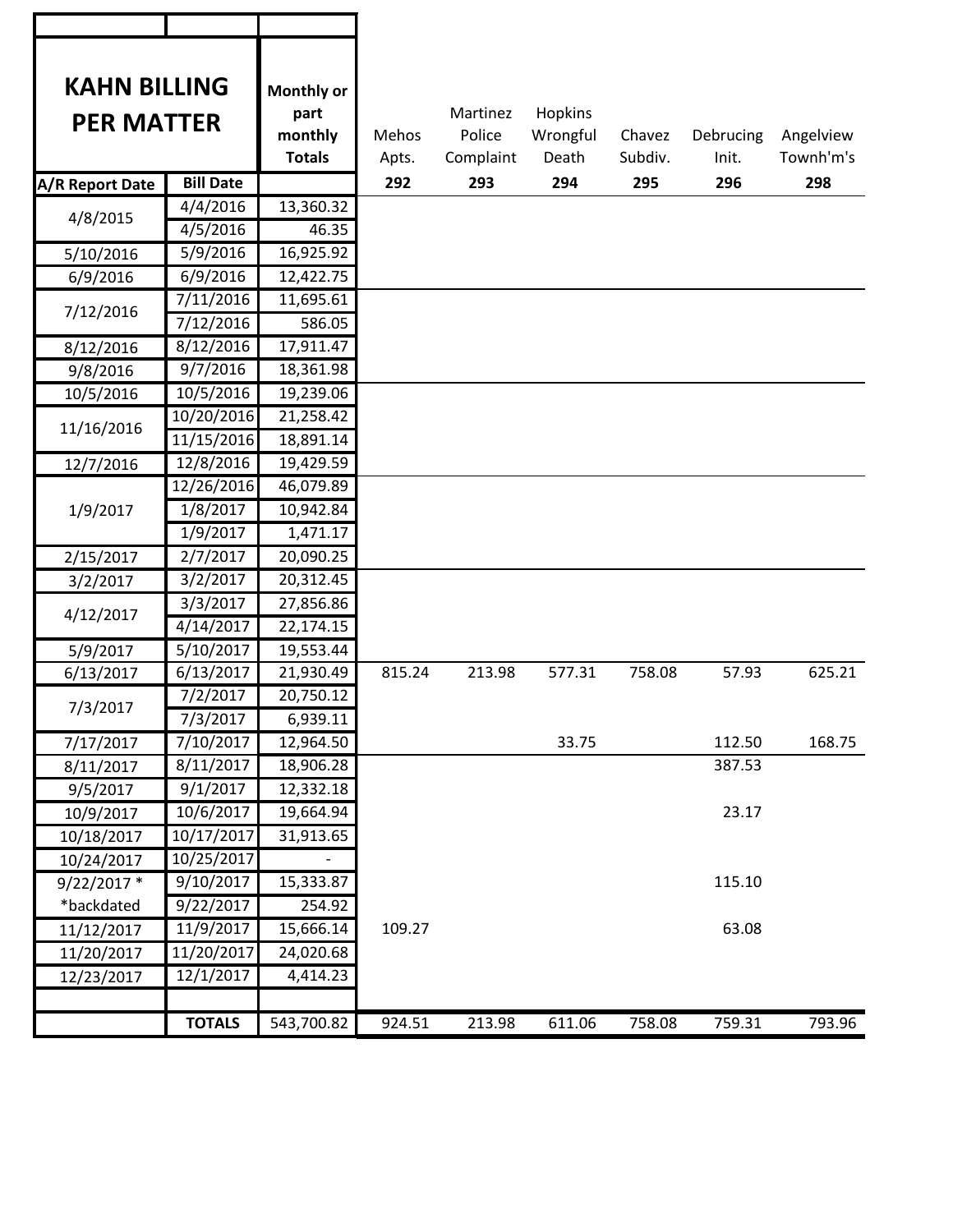| KAHN BILLING PER MATTER | | Monthly or part monthly Totals | Mehos Apts. | Martinez Police Complaint | Hopkins Wrongful Death | Chavez Subdiv. | Debrucing Init. | Angelview Townh'm's |
|---|---|---|---|---|---|---|---|---|
| **A/R Report Date** | **Bill Date** | | **292** | **293** | **294** | **295** | **296** | **298** |
| 4/8/2015 | 4/4/2016 | 13,360.32 | | | | | | |
| | 4/5/2016 | 46.35 | | | | | | |
| 5/10/2016 | 5/9/2016 | 16,925.92 | | | | | | |
| 6/9/2016 | 6/9/2016 | 12,422.75 | | | | | | |
| 7/12/2016 | 7/11/2016 | 11,695.61 | | | | | | |
| | 7/12/2016 | 586.05 | | | | | | |
| 8/12/2016 | 8/12/2016 | 17,911.47 | | | | | | |
| 9/8/2016 | 9/7/2016 | 18,361.98 | | | | | | |
| 10/5/2016 | 10/5/2016 | 19,239.06 | | | | | | |
| 11/16/2016 | 10/20/2016 | 21,258.42 | | | | | | |
| | 11/15/2016 | 18,891.14 | | | | | | |
| 12/7/2016 | 12/8/2016 | 19,429.59 | | | | | | |
| 1/9/2017 | 12/26/2016 | 46,079.89 | | | | | | |
| | 1/8/2017 | 10,942.84 | | | | | | |
| | 1/9/2017 | 1,471.17 | | | | | | |
| 2/15/2017 | 2/7/2017 | 20,090.25 | | | | | | |
| 3/2/2017 | 3/2/2017 | 20,312.45 | | | | | | |
| 4/12/2017 | 3/3/2017 | 27,856.86 | | | | | | |
| | 4/14/2017 | 22,174.15 | | | | | | |
| 5/9/2017 | 5/10/2017 | 19,553.44 | | | | | | |
| 6/13/2017 | 6/13/2017 | 21,930.49 | 815.24 | 213.98 | 577.31 | 758.08 | 57.93 | 625.21 |
| 7/3/2017 | 7/2/2017 | 20,750.12 | | | | | | |
| | 7/3/2017 | 6,939.11 | | | | | | |
| 7/17/2017 | 7/10/2017 | 12,964.50 | | | 33.75 | | 112.50 | 168.75 |
| 8/11/2017 | 8/11/2017 | 18,906.28 | | | | | 387.53 | |
| 9/5/2017 | 9/1/2017 | 12,332.18 | | | | | | |
| 10/9/2017 | 10/6/2017 | 19,664.94 | | | | | 23.17 | |
| 10/18/2017 | 10/17/2017 | 31,913.65 | | | | | | |
| 10/24/2017 | 10/25/2017 | - | | | | | | |
| 9/22/2017 * | 9/10/2017 | 15,333.87 | | | | | 115.10 | |
| *backdated | 9/22/2017 | 254.92 | | | | | | |
| 11/12/2017 | 11/9/2017 | 15,666.14 | 109.27 | | | | 63.08 | |
| 11/20/2017 | 11/20/2017 | 24,020.68 | | | | | | |
| 12/23/2017 | 12/1/2017 | 4,414.23 | | | | | | |
| | | | | | | | | |
| | **TOTALS** | 543,700.82 | 924.51 | 213.98 | 611.06 | 758.08 | 759.31 | 793.96 |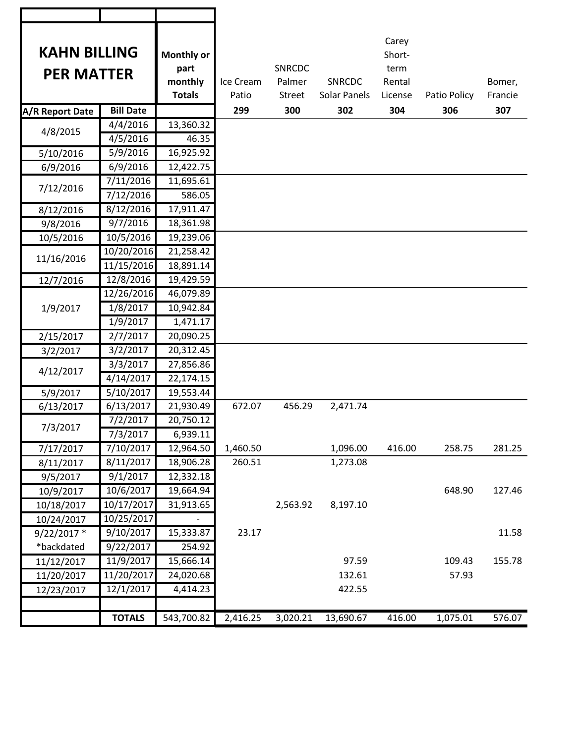| KAHN BILLING PER MATTER | | Monthly or part monthly Totals | Ice Cream Patio | SNRCDC Palmer Street | SNRCDC Solar Panels | Carey Short-term Rental License | Patio Policy | Bomer, Francie |
|---|---|---|---|---|---|---|---|---|
| A/R Report Date | Bill Date | | 299 | 300 | 302 | 304 | 306 | 307 |
| 4/8/2015 | 4/4/2016 | 13,360.32 | | | | | | |
| | 4/5/2016 | 46.35 | | | | | | |
| 5/10/2016 | 5/9/2016 | 16,925.92 | | | | | | |
| 6/9/2016 | 6/9/2016 | 12,422.75 | | | | | | |
| 7/12/2016 | 7/11/2016 | 11,695.61 | | | | | | |
| | 7/12/2016 | 586.05 | | | | | | |
| 8/12/2016 | 8/12/2016 | 17,911.47 | | | | | | |
| 9/8/2016 | 9/7/2016 | 18,361.98 | | | | | | |
| 10/5/2016 | 10/5/2016 | 19,239.06 | | | | | | |
| 11/16/2016 | 10/20/2016 | 21,258.42 | | | | | | |
| | 11/15/2016 | 18,891.14 | | | | | | |
| 12/7/2016 | 12/8/2016 | 19,429.59 | | | | | | |
| 1/9/2017 | 12/26/2016 | 46,079.89 | | | | | | |
| | 1/8/2017 | 10,942.84 | | | | | | |
| | 1/9/2017 | 1,471.17 | | | | | | |
| 2/15/2017 | 2/7/2017 | 20,090.25 | | | | | | |
| 3/2/2017 | 3/2/2017 | 20,312.45 | | | | | | |
| 4/12/2017 | 3/3/2017 | 27,856.86 | | | | | | |
| | 4/14/2017 | 22,174.15 | | | | | | |
| 5/9/2017 | 5/10/2017 | 19,553.44 | | | | | | |
| 6/13/2017 | 6/13/2017 | 21,930.49 | 672.07 | 456.29 | 2,471.74 | | | |
| 7/3/2017 | 7/2/2017 | 20,750.12 | | | | | | |
| | 7/3/2017 | 6,939.11 | | | | | | |
| 7/17/2017 | 7/10/2017 | 12,964.50 | 1,460.50 | | 1,096.00 | 416.00 | 258.75 | 281.25 |
| 8/11/2017 | 8/11/2017 | 18,906.28 | 260.51 | | 1,273.08 | | | |
| 9/5/2017 | 9/1/2017 | 12,332.18 | | | | | | |
| 10/9/2017 | 10/6/2017 | 19,664.94 | | | | | 648.90 | 127.46 |
| 10/18/2017 | 10/17/2017 | 31,913.65 | | 2,563.92 | 8,197.10 | | | |
| 10/24/2017 | 10/25/2017 | - | | | | | | |
| 9/22/2017 * | 9/10/2017 | 15,333.87 | 23.17 | | | | | 11.58 |
| *backdated | 9/22/2017 | 254.92 | | | | | | |
| 11/12/2017 | 11/9/2017 | 15,666.14 | | | 97.59 | | 109.43 | 155.78 |
| 11/20/2017 | 11/20/2017 | 24,020.68 | | | 132.61 | | 57.93 | |
| 12/23/2017 | 12/1/2017 | 4,414.23 | | | 422.55 | | | |
| | | | | | | | | |
| | TOTALS | 543,700.82 | 2,416.25 | 3,020.21 | 13,690.67 | 416.00 | 1,075.01 | 576.07 |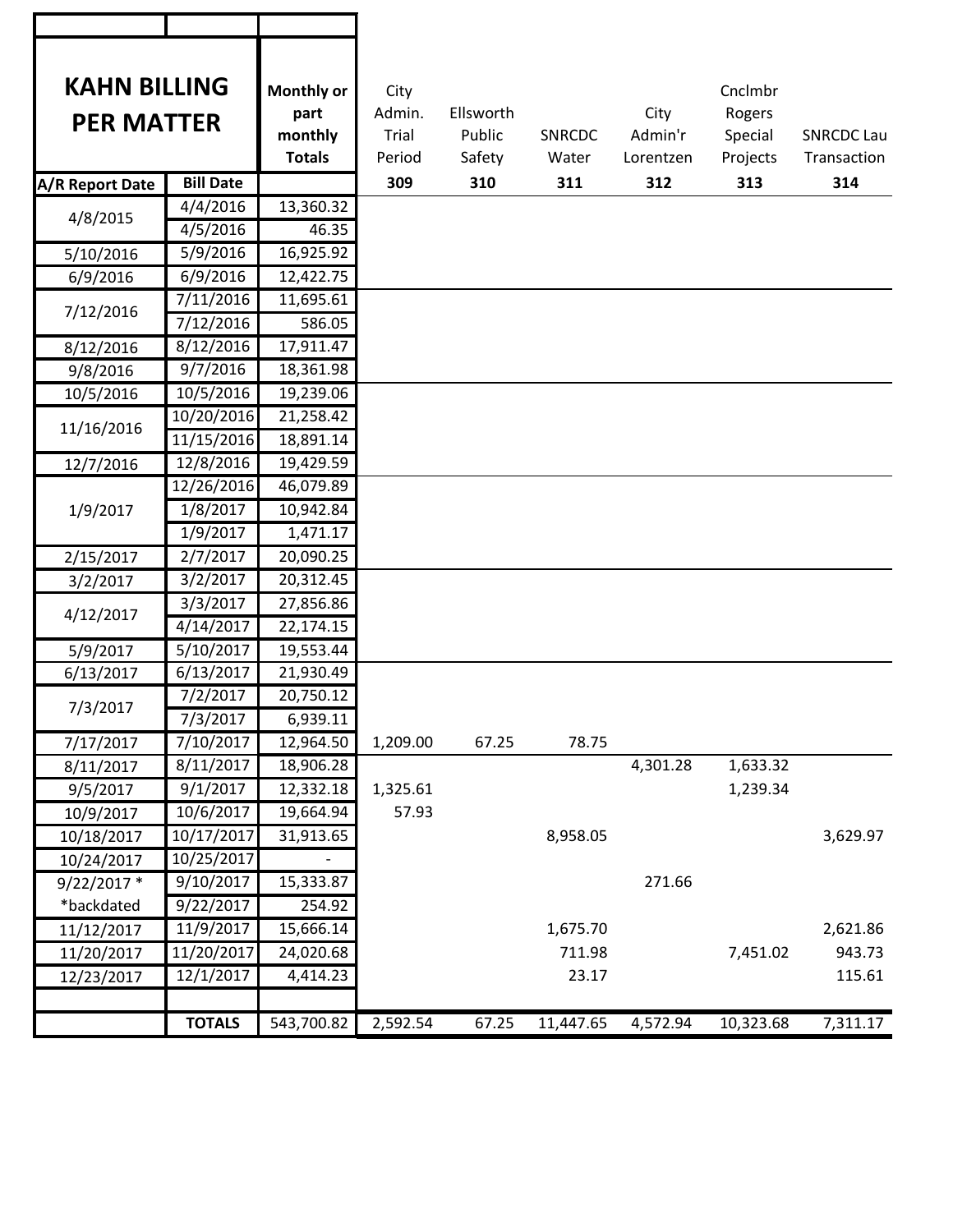| KAHN BILLING PER MATTER | | Monthly or part monthly Totals | City Admin. Trial Period | Ellsworth Public Safety | SNRCDC Water | City Admin'r Lorentzen | Cnclmbr Rogers Special Projects | SNRCDC Lau Transaction |
|---|---|---|---|---|---|---|---|---|
| A/R Report Date | Bill Date | | 309 | 310 | 311 | 312 | 313 | 314 |
| 4/8/2015 | 4/4/2016 | 13,360.32 | | | | | | |
| | 4/5/2016 | 46.35 | | | | | | |
| 5/10/2016 | 5/9/2016 | 16,925.92 | | | | | | |
| 6/9/2016 | 6/9/2016 | 12,422.75 | | | | | | |
| 7/12/2016 | 7/11/2016 | 11,695.61 | | | | | | |
| | 7/12/2016 | 586.05 | | | | | | |
| 8/12/2016 | 8/12/2016 | 17,911.47 | | | | | | |
| 9/8/2016 | 9/7/2016 | 18,361.98 | | | | | | |
| 10/5/2016 | 10/5/2016 | 19,239.06 | | | | | | |
| 11/16/2016 | 10/20/2016 | 21,258.42 | | | | | | |
| | 11/15/2016 | 18,891.14 | | | | | | |
| 12/7/2016 | 12/8/2016 | 19,429.59 | | | | | | |
| 1/9/2017 | 12/26/2016 | 46,079.89 | | | | | | |
| | 1/8/2017 | 10,942.84 | | | | | | |
| | 1/9/2017 | 1,471.17 | | | | | | |
| 2/15/2017 | 2/7/2017 | 20,090.25 | | | | | | |
| 3/2/2017 | 3/2/2017 | 20,312.45 | | | | | | |
| 4/12/2017 | 3/3/2017 | 27,856.86 | | | | | | |
| | 4/14/2017 | 22,174.15 | | | | | | |
| 5/9/2017 | 5/10/2017 | 19,553.44 | | | | | | |
| 6/13/2017 | 6/13/2017 | 21,930.49 | | | | | | |
| 7/3/2017 | 7/2/2017 | 20,750.12 | | | | | | |
| | 7/3/2017 | 6,939.11 | | | | | | |
| 7/17/2017 | 7/10/2017 | 12,964.50 | 1,209.00 | 67.25 | 78.75 | | | |
| 8/11/2017 | 8/11/2017 | 18,906.28 | | | | 4,301.28 | 1,633.32 | |
| 9/5/2017 | 9/1/2017 | 12,332.18 | 1,325.61 | | | | 1,239.34 | |
| 10/9/2017 | 10/6/2017 | 19,664.94 | 57.93 | | | | | |
| 10/18/2017 | 10/17/2017 | 31,913.65 | | | 8,958.05 | | | 3,629.97 |
| 10/24/2017 | 10/25/2017 | - | | | | | | |
| 9/22/2017 * | 9/10/2017 | 15,333.87 | | | | 271.66 | | |
| *backdated | 9/22/2017 | 254.92 | | | | | | |
| 11/12/2017 | 11/9/2017 | 15,666.14 | | | 1,675.70 | | | 2,621.86 |
| 11/20/2017 | 11/20/2017 | 24,020.68 | | | 711.98 | | 7,451.02 | 943.73 |
| 12/23/2017 | 12/1/2017 | 4,414.23 | | | 23.17 | | | 115.61 |
| | | | | | | | | |
| | TOTALS | 543,700.82 | 2,592.54 | 67.25 | 11,447.65 | 4,572.94 | 10,323.68 | 7,311.17 |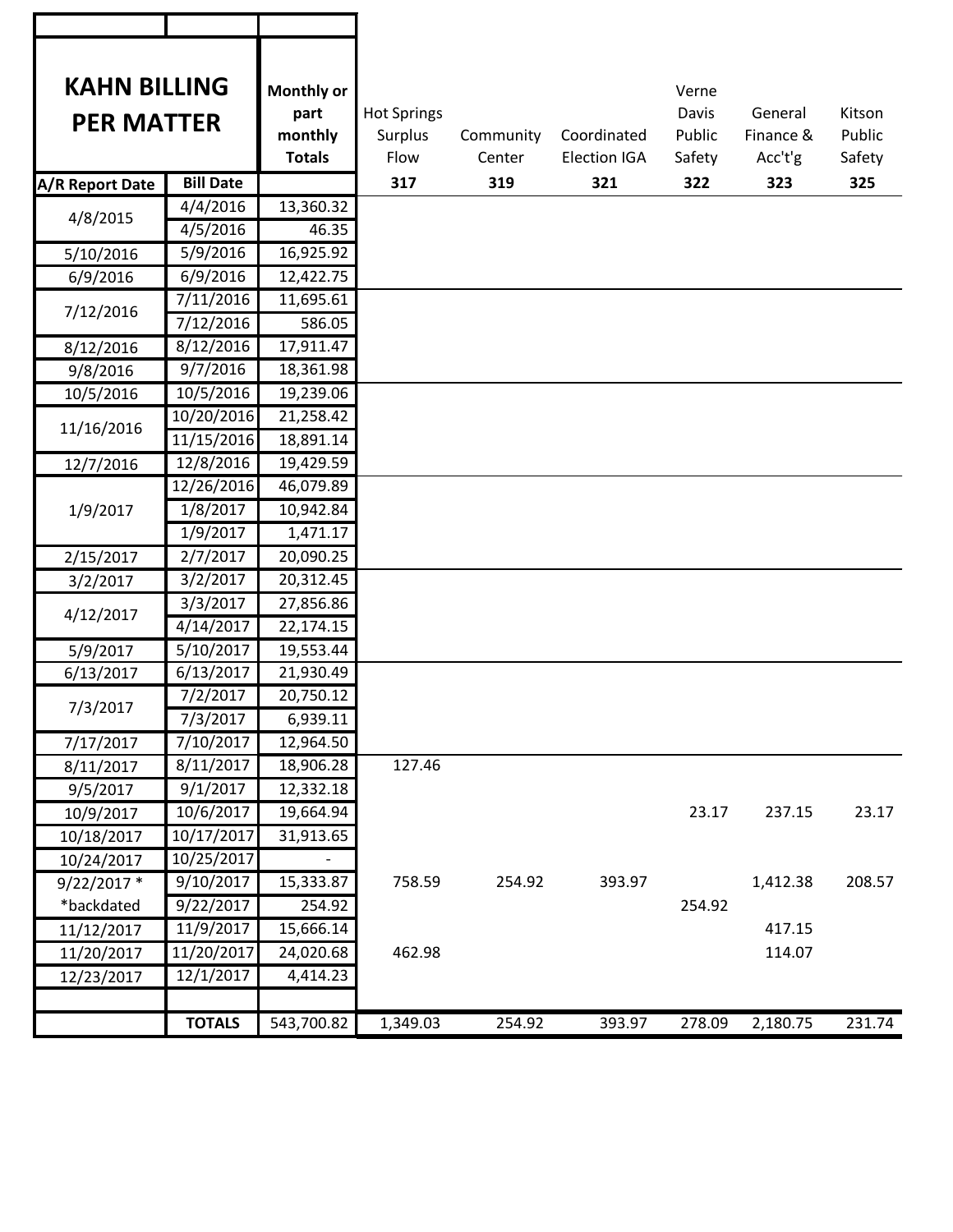| KAHN BILLING PER MATTER | | Monthly or part monthly Totals | Hot Springs Surplus Flow | Community Center | Coordinated Election IGA | Verne Davis Public Safety | General Finance & Acc't'g | Kitson Public Safety |
|---|---|---|---|---|---|---|---|---|
| A/R Report Date | Bill Date | | 317 | 319 | 321 | 322 | 323 | 325 |
| 4/8/2015 | 4/4/2016 | 13,360.32 | | | | | | |
| | 4/5/2016 | 46.35 | | | | | | |
| 5/10/2016 | 5/9/2016 | 16,925.92 | | | | | | |
| 6/9/2016 | 6/9/2016 | 12,422.75 | | | | | | |
| 7/12/2016 | 7/11/2016 | 11,695.61 | | | | | | |
| | 7/12/2016 | 586.05 | | | | | | |
| 8/12/2016 | 8/12/2016 | 17,911.47 | | | | | | |
| 9/8/2016 | 9/7/2016 | 18,361.98 | | | | | | |
| 10/5/2016 | 10/5/2016 | 19,239.06 | | | | | | |
| 11/16/2016 | 10/20/2016 | 21,258.42 | | | | | | |
| | 11/15/2016 | 18,891.14 | | | | | | |
| 12/7/2016 | 12/8/2016 | 19,429.59 | | | | | | |
| 1/9/2017 | 12/26/2016 | 46,079.89 | | | | | | |
| | 1/8/2017 | 10,942.84 | | | | | | |
| | 1/9/2017 | 1,471.17 | | | | | | |
| 2/15/2017 | 2/7/2017 | 20,090.25 | | | | | | |
| 3/2/2017 | 3/2/2017 | 20,312.45 | | | | | | |
| 4/12/2017 | 3/3/2017 | 27,856.86 | | | | | | |
| | 4/14/2017 | 22,174.15 | | | | | | |
| 5/9/2017 | 5/10/2017 | 19,553.44 | | | | | | |
| 6/13/2017 | 6/13/2017 | 21,930.49 | | | | | | |
| 7/3/2017 | 7/2/2017 | 20,750.12 | | | | | | |
| | 7/3/2017 | 6,939.11 | | | | | | |
| 7/17/2017 | 7/10/2017 | 12,964.50 | | | | | | |
| 8/11/2017 | 8/11/2017 | 18,906.28 | 127.46 | | | | | |
| 9/5/2017 | 9/1/2017 | 12,332.18 | | | | | | |
| 10/9/2017 | 10/6/2017 | 19,664.94 | | | | 23.17 | 237.15 | 23.17 |
| 10/18/2017 | 10/17/2017 | 31,913.65 | | | | | | |
| 10/24/2017 | 10/25/2017 | - | | | | | | |
| 9/22/2017 * | 9/10/2017 | 15,333.87 | 758.59 | 254.92 | 393.97 | | 1,412.38 | 208.57 |
| *backdated | 9/22/2017 | 254.92 | | | | 254.92 | | |
| 11/12/2017 | 11/9/2017 | 15,666.14 | | | | | 417.15 | |
| 11/20/2017 | 11/20/2017 | 24,020.68 | 462.98 | | | | 114.07 | |
| 12/23/2017 | 12/1/2017 | 4,414.23 | | | | | | |
| | | | | | | | | |
| | TOTALS | 543,700.82 | 1,349.03 | 254.92 | 393.97 | 278.09 | 2,180.75 | 231.74 |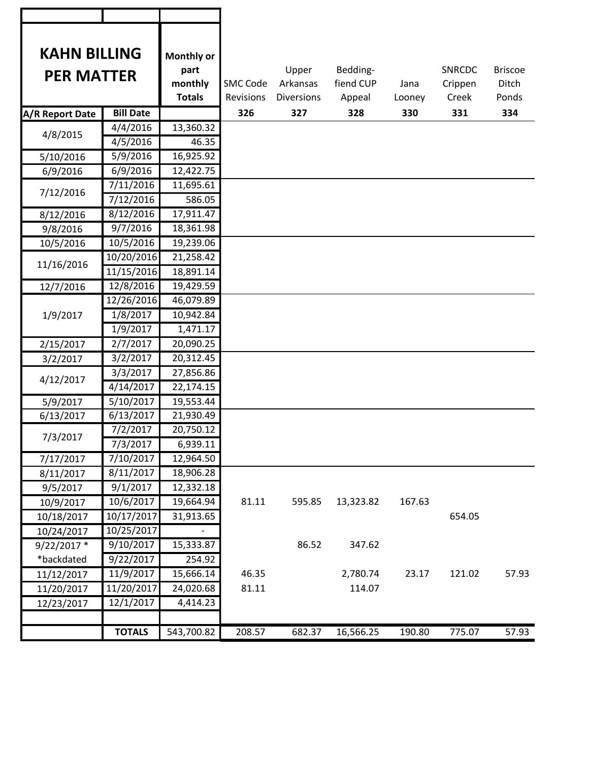| KAHN BILLING PER MATTER | | Monthly or part monthly Totals | SMC Code Revisions | Upper Arkansas Diversions | Bedding-fiend CUP Appeal | Jana Looney | SNRCDC Crippen Creek | Briscoe Ditch Ponds |
|---|---|---|---|---|---|---|---|---|
| A/R Report Date | Bill Date | | 326 | 327 | 328 | 330 | 331 | 334 |
| 4/8/2015 | 4/4/2016 | 13,360.32 | | | | | | |
| | 4/5/2016 | 46.35 | | | | | | |
| 5/10/2016 | 5/9/2016 | 16,925.92 | | | | | | |
| 6/9/2016 | 6/9/2016 | 12,422.75 | | | | | | |
| 7/12/2016 | 7/11/2016 | 11,695.61 | | | | | | |
| | 7/12/2016 | 586.05 | | | | | | |
| 8/12/2016 | 8/12/2016 | 17,911.47 | | | | | | |
| 9/8/2016 | 9/7/2016 | 18,361.98 | | | | | | |
| 10/5/2016 | 10/5/2016 | 19,239.06 | | | | | | |
| 11/16/2016 | 10/20/2016 | 21,258.42 | | | | | | |
| | 11/15/2016 | 18,891.14 | | | | | | |
| 12/7/2016 | 12/8/2016 | 19,429.59 | | | | | | |
| 1/9/2017 | 12/26/2016 | 46,079.89 | | | | | | |
| | 1/8/2017 | 10,942.84 | | | | | | |
| | 1/9/2017 | 1,471.17 | | | | | | |
| 2/15/2017 | 2/7/2017 | 20,090.25 | | | | | | |
| 3/2/2017 | 3/2/2017 | 20,312.45 | | | | | | |
| 4/12/2017 | 3/3/2017 | 27,856.86 | | | | | | |
| | 4/14/2017 | 22,174.15 | | | | | | |
| 5/9/2017 | 5/10/2017 | 19,553.44 | | | | | | |
| 6/13/2017 | 6/13/2017 | 21,930.49 | | | | | | |
| 7/3/2017 | 7/2/2017 | 20,750.12 | | | | | | |
| | 7/3/2017 | 6,939.11 | | | | | | |
| 7/17/2017 | 7/10/2017 | 12,964.50 | | | | | | |
| 8/11/2017 | 8/11/2017 | 18,906.28 | | | | | | |
| 9/5/2017 | 9/1/2017 | 12,332.18 | | | | | | |
| 10/9/2017 | 10/6/2017 | 19,664.94 | 81.11 | 595.85 | 13,323.82 | 167.63 | | |
| 10/18/2017 | 10/17/2017 | 31,913.65 | | | | | 654.05 | |
| 10/24/2017 | 10/25/2017 | - | | | | | | |
| 9/22/2017 * | 9/10/2017 | 15,333.87 | | 86.52 | 347.62 | | | |
| *backdated | 9/22/2017 | 254.92 | | | | | | |
| 11/12/2017 | 11/9/2017 | 15,666.14 | 46.35 | | 2,780.74 | 23.17 | 121.02 | 57.93 |
| 11/20/2017 | 11/20/2017 | 24,020.68 | 81.11 | | 114.07 | | | |
| 12/23/2017 | 12/1/2017 | 4,414.23 | | | | | | |
| | | | | | | | | |
| | TOTALS | 543,700.82 | 208.57 | 682.37 | 16,566.25 | 190.80 | 775.07 | 57.93 |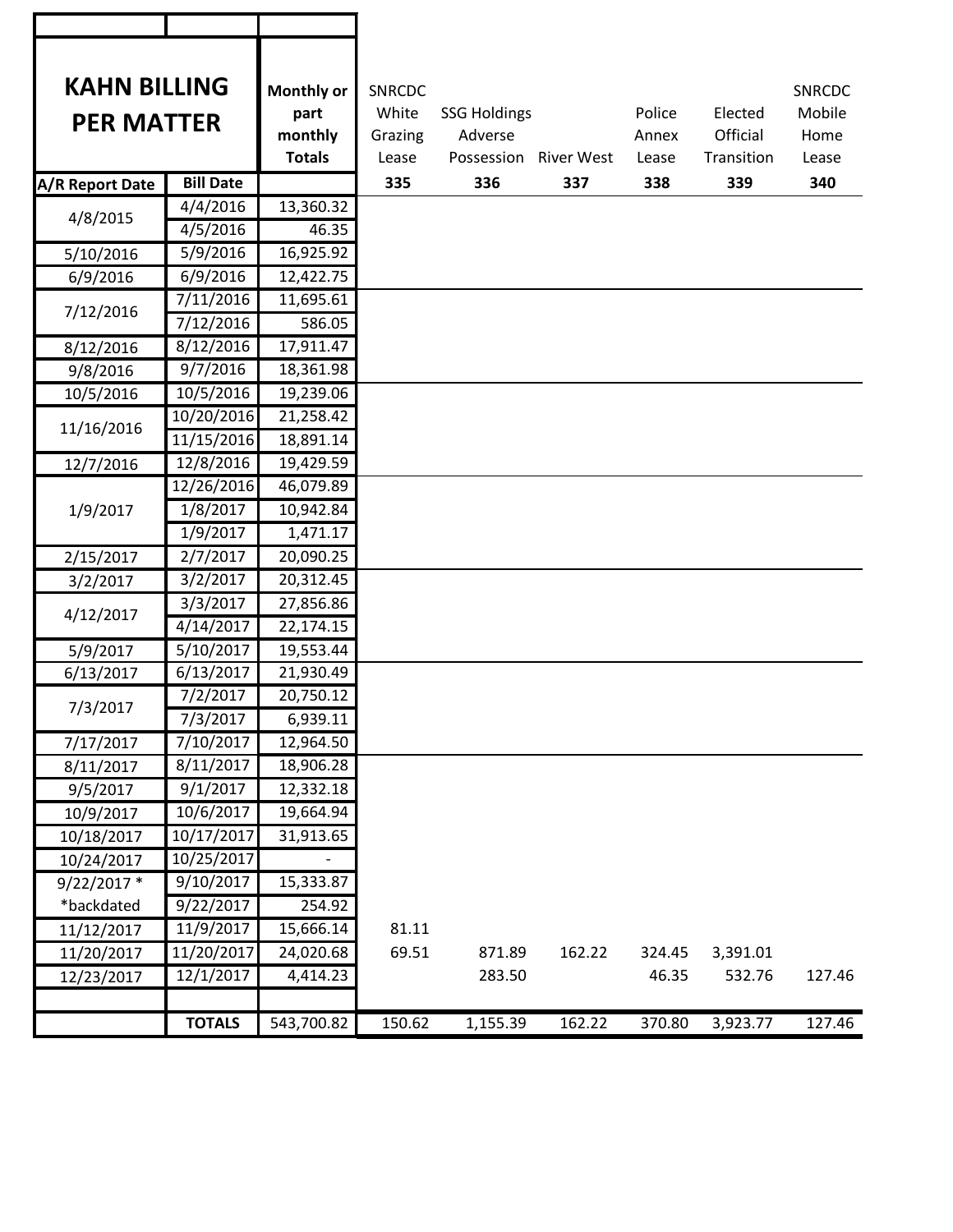| KAHN BILLING PER MATTER | | Monthly or part monthly Totals | SNRCDC White Grazing Lease | SSG Holdings Adverse Possession | River West | Police Annex Lease | Elected Official Transition | SNRCDC Mobile Home Lease |
|---|---|---|---|---|---|---|---|---|
| A/R Report Date | Bill Date | | 335 | 336 | 337 | 338 | 339 | 340 |
| 4/8/2015 | 4/4/2016 | 13,360.32 | | | | | | |
| | 4/5/2016 | 46.35 | | | | | | |
| 5/10/2016 | 5/9/2016 | 16,925.92 | | | | | | |
| 6/9/2016 | 6/9/2016 | 12,422.75 | | | | | | |
| 7/12/2016 | 7/11/2016 | 11,695.61 | | | | | | |
| | 7/12/2016 | 586.05 | | | | | | |
| 8/12/2016 | 8/12/2016 | 17,911.47 | | | | | | |
| 9/8/2016 | 9/7/2016 | 18,361.98 | | | | | | |
| 10/5/2016 | 10/5/2016 | 19,239.06 | | | | | | |
| 11/16/2016 | 10/20/2016 | 21,258.42 | | | | | | |
| | 11/15/2016 | 18,891.14 | | | | | | |
| 12/7/2016 | 12/8/2016 | 19,429.59 | | | | | | |
| 1/9/2017 | 12/26/2016 | 46,079.89 | | | | | | |
| | 1/8/2017 | 10,942.84 | | | | | | |
| | 1/9/2017 | 1,471.17 | | | | | | |
| 2/15/2017 | 2/7/2017 | 20,090.25 | | | | | | |
| 3/2/2017 | 3/2/2017 | 20,312.45 | | | | | | |
| 4/12/2017 | 3/3/2017 | 27,856.86 | | | | | | |
| | 4/14/2017 | 22,174.15 | | | | | | |
| 5/9/2017 | 5/10/2017 | 19,553.44 | | | | | | |
| 6/13/2017 | 6/13/2017 | 21,930.49 | | | | | | |
| 7/3/2017 | 7/2/2017 | 20,750.12 | | | | | | |
| | 7/3/2017 | 6,939.11 | | | | | | |
| 7/17/2017 | 7/10/2017 | 12,964.50 | | | | | | |
| 8/11/2017 | 8/11/2017 | 18,906.28 | | | | | | |
| 9/5/2017 | 9/1/2017 | 12,332.18 | | | | | | |
| 10/9/2017 | 10/6/2017 | 19,664.94 | | | | | | |
| 10/18/2017 | 10/17/2017 | 31,913.65 | | | | | | |
| 10/24/2017 | 10/25/2017 | - | | | | | | |
| 9/22/2017 * | 9/10/2017 | 15,333.87 | | | | | | |
| *backdated | 9/22/2017 | 254.92 | | | | | | |
| 11/12/2017 | 11/9/2017 | 15,666.14 | 81.11 | | | | | |
| 11/20/2017 | 11/20/2017 | 24,020.68 | 69.51 | 871.89 | 162.22 | 324.45 | 3,391.01 | |
| 12/23/2017 | 12/1/2017 | 4,414.23 | | 283.50 | | 46.35 | 532.76 | 127.46 |
| | | | | | | | | |
| | TOTALS | 543,700.82 | 150.62 | 1,155.39 | 162.22 | 370.80 | 3,923.77 | 127.46 |